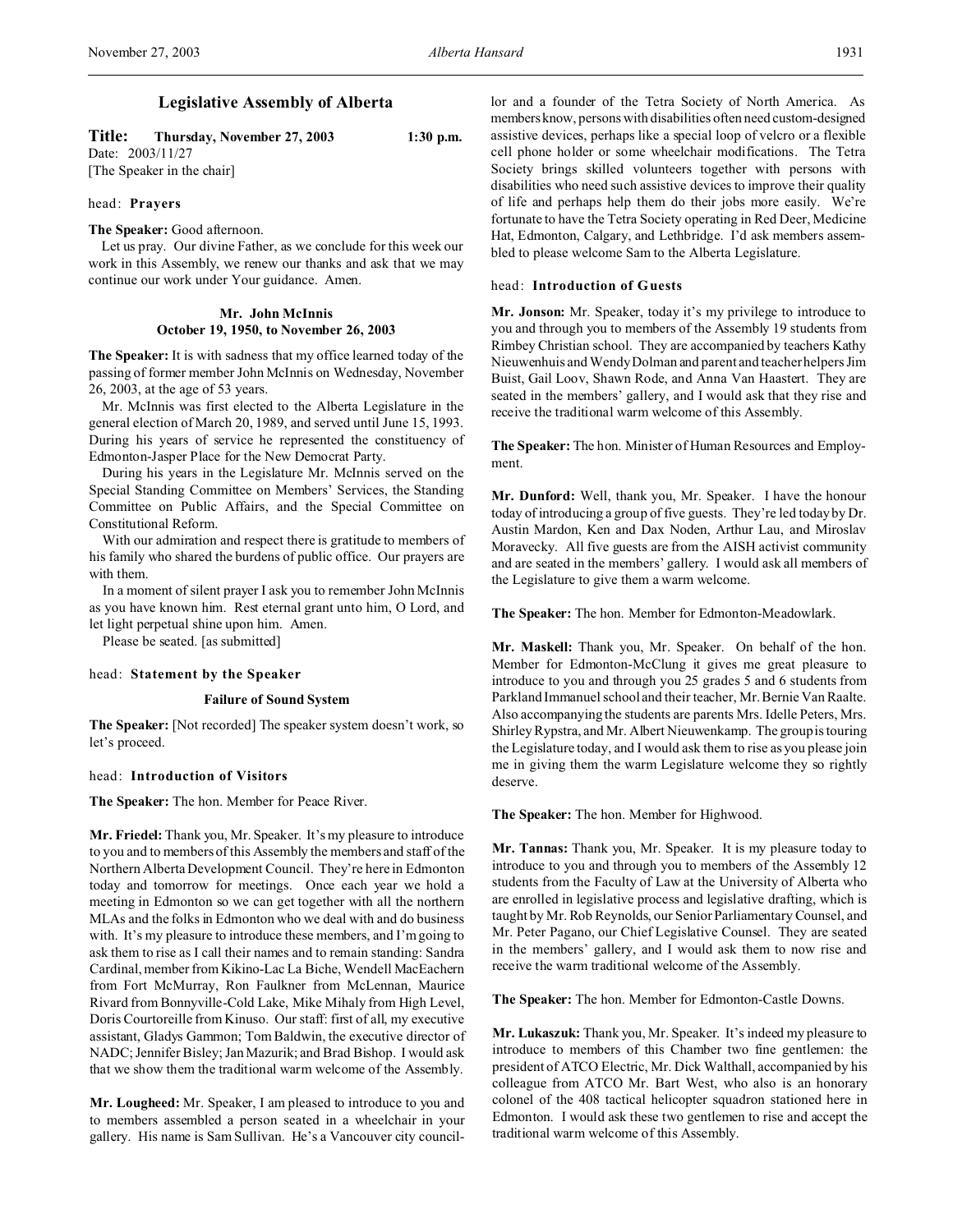# Legislative Assembly of Alberta

**Title: Thursday, November 27, 2003 1:30 p.m.**

Date: 2003/11/27

[The Speaker in the chair]

head: **Prayers**

**The Speaker:** Good afternoon.

Let us pray. Our divine Father, as we conclude for this week our work in this Assembly, we renew our thanks and ask that we may continue our work under Your guidance. Amen.

### Mr. John McInnis
### October 19, 1950, to November 26, 2003

**The Speaker:** It is with sadness that my office learned today of the passing of former member John McInnis on Wednesday, November 26, 2003, at the age of 53 years.

Mr. McInnis was first elected to the Alberta Legislature in the general election of March 20, 1989, and served until June 15, 1993. During his years of service he represented the constituency of Edmonton-Jasper Place for the New Democrat Party.

During his years in the Legislature Mr. McInnis served on the Special Standing Committee on Members' Services, the Standing Committee on Public Affairs, and the Special Committee on Constitutional Reform.

With our admiration and respect there is gratitude to members of his family who shared the burdens of public office. Our prayers are with them.

In a moment of silent prayer I ask you to remember John McInnis as you have known him. Rest eternal grant unto him, O Lord, and let light perpetual shine upon him. Amen.

Please be seated. [as submitted]

head: **Statement by the Speaker**

### Failure of Sound System

**The Speaker:** [Not recorded] The speaker system doesn't work, so let's proceed.

head: **Introduction of Visitors**

**The Speaker:** The hon. Member for Peace River.

**Mr. Friedel:** Thank you, Mr. Speaker. It's my pleasure to introduce to you and to members of this Assembly the members and staff of the Northern Alberta Development Council. They're here in Edmonton today and tomorrow for meetings. Once each year we hold a meeting in Edmonton so we can get together with all the northern MLAs and the folks in Edmonton who we deal with and do business with. It's my pleasure to introduce these members, and I'm going to ask them to rise as I call their names and to remain standing: Sandra Cardinal, member from Kikino-Lac La Biche, Wendell MacEachern from Fort McMurray, Ron Faulkner from McLennan, Maurice Rivard from Bonnyville-Cold Lake, Mike Mihaly from High Level, Doris Courtoreille from Kinuso. Our staff: first of all, my executive assistant, Gladys Gammon; Tom Baldwin, the executive director of NADC; Jennifer Bisley; Jan Mazurik; and Brad Bishop. I would ask that we show them the traditional warm welcome of the Assembly.

**Mr. Lougheed:** Mr. Speaker, I am pleased to introduce to you and to members assembled a person seated in a wheelchair in your gallery. His name is Sam Sullivan. He's a Vancouver city councillor and a founder of the Tetra Society of North America. As members know, persons with disabilities often need custom-designed assistive devices, perhaps like a special loop of velcro or a flexible cell phone holder or some wheelchair modifications. The Tetra Society brings skilled volunteers together with persons with disabilities who need such assistive devices to improve their quality of life and perhaps help them do their jobs more easily. We're fortunate to have the Tetra Society operating in Red Deer, Medicine Hat, Edmonton, Calgary, and Lethbridge. I'd ask members assembled to please welcome Sam to the Alberta Legislature.

head: **Introduction of Guests**

**Mr. Jonson:** Mr. Speaker, today it's my privilege to introduce to you and through you to members of the Assembly 19 students from Rimbey Christian school. They are accompanied by teachers Kathy Nieuwenhuis and Wendy Dolman and parent and teacher helpers Jim Buist, Gail Loov, Shawn Rode, and Anna Van Haastert. They are seated in the members' gallery, and I would ask that they rise and receive the traditional warm welcome of this Assembly.

**The Speaker:** The hon. Minister of Human Resources and Employment.

**Mr. Dunford:** Well, thank you, Mr. Speaker. I have the honour today of introducing a group of five guests. They're led today by Dr. Austin Mardon, Ken and Dax Noden, Arthur Lau, and Miroslav Moravecky. All five guests are from the AISH activist community and are seated in the members' gallery. I would ask all members of the Legislature to give them a warm welcome.

**The Speaker:** The hon. Member for Edmonton-Meadowlark.

**Mr. Maskell:** Thank you, Mr. Speaker. On behalf of the hon. Member for Edmonton-McClung it gives me great pleasure to introduce to you and through you 25 grades 5 and 6 students from Parkland Immanuel school and their teacher, Mr. Bernie Van Raalte. Also accompanying the students are parents Mrs. Idelle Peters, Mrs. Shirley Rypstra, and Mr. Albert Nieuwenkamp. The group is touring the Legislature today, and I would ask them to rise as you please join me in giving them the warm Legislature welcome they so rightly deserve.

**The Speaker:** The hon. Member for Highwood.

**Mr. Tannas:** Thank you, Mr. Speaker. It is my pleasure today to introduce to you and through you to members of the Assembly 12 students from the Faculty of Law at the University of Alberta who are enrolled in legislative process and legislative drafting, which is taught by Mr. Rob Reynolds, our Senior Parliamentary Counsel, and Mr. Peter Pagano, our Chief Legislative Counsel. They are seated in the members' gallery, and I would ask them to now rise and receive the warm traditional welcome of the Assembly.

**The Speaker:** The hon. Member for Edmonton-Castle Downs.

**Mr. Lukaszuk:** Thank you, Mr. Speaker. It's indeed my pleasure to introduce to members of this Chamber two fine gentlemen: the president of ATCO Electric, Mr. Dick Walthall, accompanied by his colleague from ATCO Mr. Bart West, who also is an honorary colonel of the 408 tactical helicopter squadron stationed here in Edmonton. I would ask these two gentlemen to rise and accept the traditional warm welcome of this Assembly.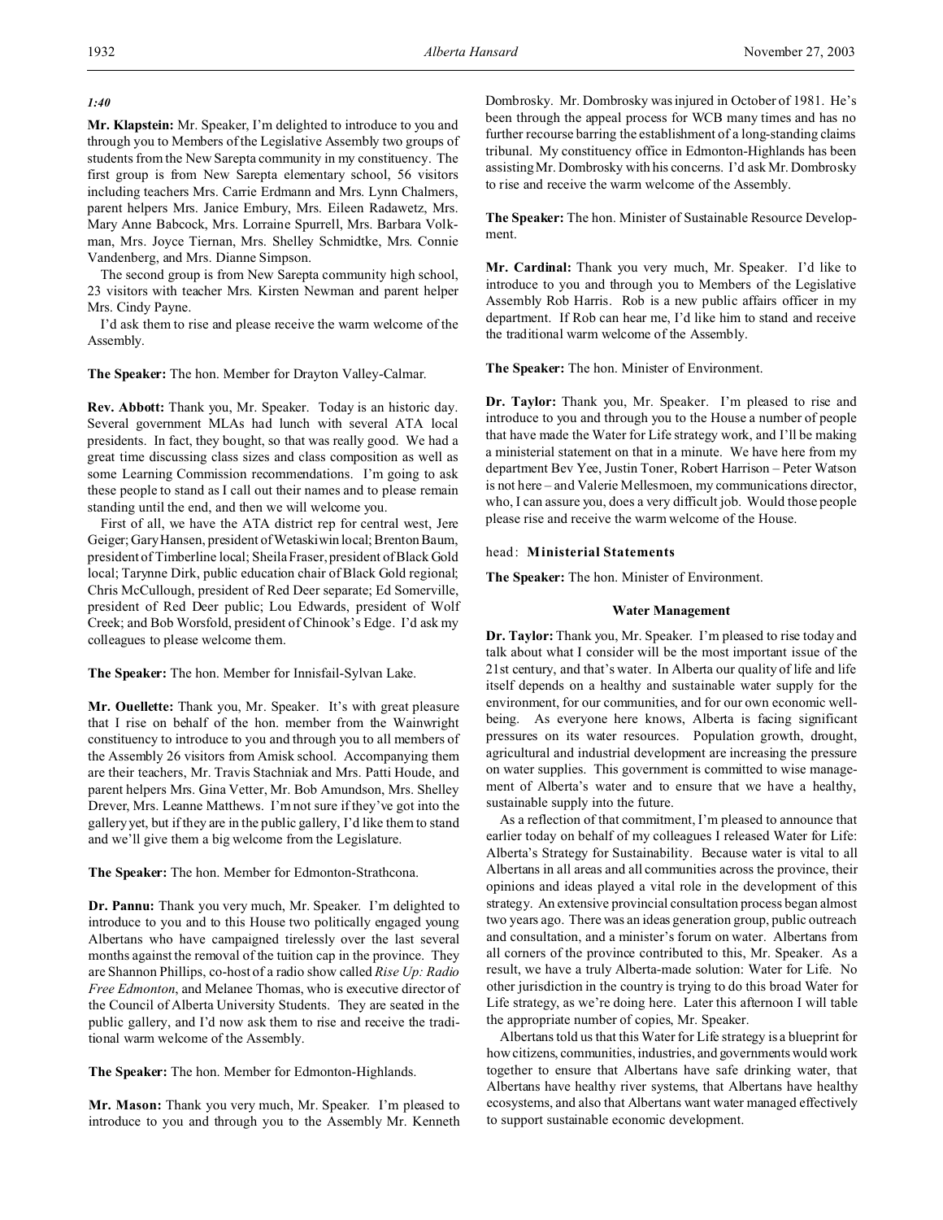*1:40*

**Mr. Klapstein:** Mr. Speaker, I'm delighted to introduce to you and through you to Members of the Legislative Assembly two groups of students from the New Sarepta community in my constituency. The first group is from New Sarepta elementary school, 56 visitors including teachers Mrs. Carrie Erdmann and Mrs. Lynn Chalmers, parent helpers Mrs. Janice Embury, Mrs. Eileen Radawetz, Mrs. Mary Anne Babcock, Mrs. Lorraine Spurrell, Mrs. Barbara Volkman, Mrs. Joyce Tiernan, Mrs. Shelley Schmidtke, Mrs. Connie Vandenberg, and Mrs. Dianne Simpson.

The second group is from New Sarepta community high school, 23 visitors with teacher Mrs. Kirsten Newman and parent helper Mrs. Cindy Payne.

I'd ask them to rise and please receive the warm welcome of the Assembly.

**The Speaker:** The hon. Member for Drayton Valley-Calmar.

**Rev. Abbott:** Thank you, Mr. Speaker. Today is an historic day. Several government MLAs had lunch with several ATA local presidents. In fact, they bought, so that was really good. We had a great time discussing class sizes and class composition as well as some Learning Commission recommendations. I'm going to ask these people to stand as I call out their names and to please remain standing until the end, and then we will welcome you.

First of all, we have the ATA district rep for central west, Jere Geiger; Gary Hansen, president of Wetaskiwin local; Brenton Baum, president of Timberline local; Sheila Fraser, president of Black Gold local; Tarynne Dirk, public education chair of Black Gold regional; Chris McCullough, president of Red Deer separate; Ed Somerville, president of Red Deer public; Lou Edwards, president of Wolf Creek; and Bob Worsfold, president of Chinook's Edge. I'd ask my colleagues to please welcome them.

**The Speaker:** The hon. Member for Innisfail-Sylvan Lake.

**Mr. Ouellette:** Thank you, Mr. Speaker. It's with great pleasure that I rise on behalf of the hon. member from the Wainwright constituency to introduce to you and through you to all members of the Assembly 26 visitors from Amisk school. Accompanying them are their teachers, Mr. Travis Stachniak and Mrs. Patti Houde, and parent helpers Mrs. Gina Vetter, Mr. Bob Amundson, Mrs. Shelley Drever, Mrs. Leanne Matthews. I'm not sure if they've got into the gallery yet, but if they are in the public gallery, I'd like them to stand and we'll give them a big welcome from the Legislature.

**The Speaker:** The hon. Member for Edmonton-Strathcona.

**Dr. Pannu:** Thank you very much, Mr. Speaker. I'm delighted to introduce to you and to this House two politically engaged young Albertans who have campaigned tirelessly over the last several months against the removal of the tuition cap in the province. They are Shannon Phillips, co-host of a radio show called *Rise Up: Radio Free Edmonton*, and Melanee Thomas, who is executive director of the Council of Alberta University Students. They are seated in the public gallery, and I'd now ask them to rise and receive the traditional warm welcome of the Assembly.

**The Speaker:** The hon. Member for Edmonton-Highlands.

**Mr. Mason:** Thank you very much, Mr. Speaker. I'm pleased to introduce to you and through you to the Assembly Mr. Kenneth Dombrosky. Mr. Dombrosky was injured in October of 1981. He's been through the appeal process for WCB many times and has no further recourse barring the establishment of a long-standing claims tribunal. My constituency office in Edmonton-Highlands has been assisting Mr. Dombrosky with his concerns. I'd ask Mr. Dombrosky to rise and receive the warm welcome of the Assembly.

**The Speaker:** The hon. Minister of Sustainable Resource Development.

**Mr. Cardinal:** Thank you very much, Mr. Speaker. I'd like to introduce to you and through you to Members of the Legislative Assembly Rob Harris. Rob is a new public affairs officer in my department. If Rob can hear me, I'd like him to stand and receive the traditional warm welcome of the Assembly.

**The Speaker:** The hon. Minister of Environment.

**Dr. Taylor:** Thank you, Mr. Speaker. I'm pleased to rise and introduce to you and through you to the House a number of people that have made the Water for Life strategy work, and I'll be making a ministerial statement on that in a minute. We have here from my department Bev Yee, Justin Toner, Robert Harrison – Peter Watson is not here – and Valerie Mellesmoen, my communications director, who, I can assure you, does a very difficult job. Would those people please rise and receive the warm welcome of the House.

head: **Ministerial Statements**

**The Speaker:** The hon. Minister of Environment.

### Water Management

**Dr. Taylor:** Thank you, Mr. Speaker. I'm pleased to rise today and talk about what I consider will be the most important issue of the 21st century, and that's water. In Alberta our quality of life and life itself depends on a healthy and sustainable water supply for the environment, for our communities, and for our own economic well-being. As everyone here knows, Alberta is facing significant pressures on its water resources. Population growth, drought, agricultural and industrial development are increasing the pressure on water supplies. This government is committed to wise management of Alberta's water and to ensure that we have a healthy, sustainable supply into the future.

As a reflection of that commitment, I'm pleased to announce that earlier today on behalf of my colleagues I released Water for Life: Alberta's Strategy for Sustainability. Because water is vital to all Albertans in all areas and all communities across the province, their opinions and ideas played a vital role in the development of this strategy. An extensive provincial consultation process began almost two years ago. There was an ideas generation group, public outreach and consultation, and a minister's forum on water. Albertans from all corners of the province contributed to this, Mr. Speaker. As a result, we have a truly Alberta-made solution: Water for Life. No other jurisdiction in the country is trying to do this broad Water for Life strategy, as we're doing here. Later this afternoon I will table the appropriate number of copies, Mr. Speaker.

Albertans told us that this Water for Life strategy is a blueprint for how citizens, communities, industries, and governments would work together to ensure that Albertans have safe drinking water, that Albertans have healthy river systems, that Albertans have healthy ecosystems, and also that Albertans want water managed effectively to support sustainable economic development.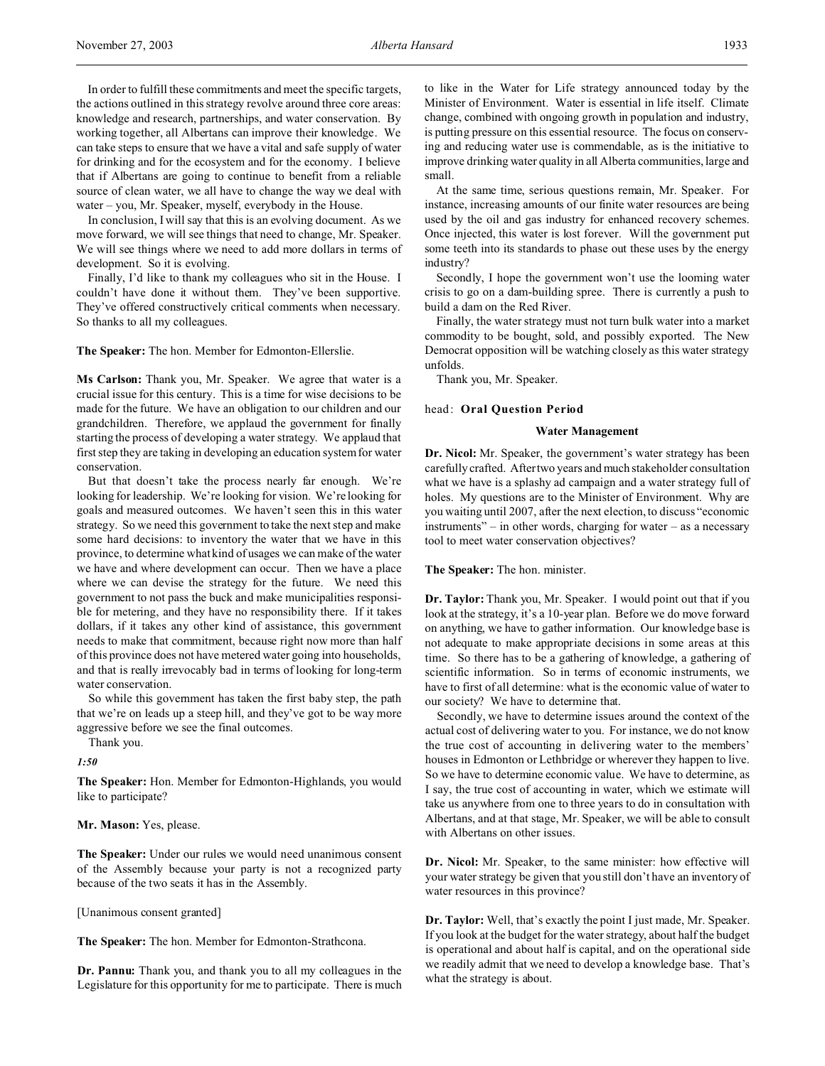In order to fulfill these commitments and meet the specific targets, the actions outlined in this strategy revolve around three core areas: knowledge and research, partnerships, and water conservation. By working together, all Albertans can improve their knowledge. We can take steps to ensure that we have a vital and safe supply of water for drinking and for the ecosystem and for the economy. I believe that if Albertans are going to continue to benefit from a reliable source of clean water, we all have to change the way we deal with water – you, Mr. Speaker, myself, everybody in the House.

In conclusion, I will say that this is an evolving document. As we move forward, we will see things that need to change, Mr. Speaker. We will see things where we need to add more dollars in terms of development. So it is evolving.

Finally, I'd like to thank my colleagues who sit in the House. I couldn't have done it without them. They've been supportive. They've offered constructively critical comments when necessary. So thanks to all my colleagues.

**The Speaker:** The hon. Member for Edmonton-Ellerslie.

**Ms Carlson:** Thank you, Mr. Speaker. We agree that water is a crucial issue for this century. This is a time for wise decisions to be made for the future. We have an obligation to our children and our grandchildren. Therefore, we applaud the government for finally starting the process of developing a water strategy. We applaud that first step they are taking in developing an education system for water conservation.

But that doesn't take the process nearly far enough. We're looking for leadership. We're looking for vision. We're looking for goals and measured outcomes. We haven't seen this in this water strategy. So we need this government to take the next step and make some hard decisions: to inventory the water that we have in this province, to determine what kind of usages we can make of the water we have and where development can occur. Then we have a place where we can devise the strategy for the future. We need this government to not pass the buck and make municipalities responsible for metering, and they have no responsibility there. If it takes dollars, if it takes any other kind of assistance, this government needs to make that commitment, because right now more than half of this province does not have metered water going into households, and that is really irrevocably bad in terms of looking for long-term water conservation.

So while this government has taken the first baby step, the path that we're on leads up a steep hill, and they've got to be way more aggressive before we see the final outcomes.

Thank you.

*1:50*

**The Speaker:** Hon. Member for Edmonton-Highlands, you would like to participate?

**Mr. Mason:** Yes, please.

**The Speaker:** Under our rules we would need unanimous consent of the Assembly because your party is not a recognized party because of the two seats it has in the Assembly.

[Unanimous consent granted]

**The Speaker:** The hon. Member for Edmonton-Strathcona.

**Dr. Pannu:** Thank you, and thank you to all my colleagues in the Legislature for this opportunity for me to participate. There is much to like in the Water for Life strategy announced today by the Minister of Environment. Water is essential in life itself. Climate change, combined with ongoing growth in population and industry, is putting pressure on this essential resource. The focus on conserving and reducing water use is commendable, as is the initiative to improve drinking water quality in all Alberta communities, large and small.

At the same time, serious questions remain, Mr. Speaker. For instance, increasing amounts of our finite water resources are being used by the oil and gas industry for enhanced recovery schemes. Once injected, this water is lost forever. Will the government put some teeth into its standards to phase out these uses by the energy industry?

Secondly, I hope the government won't use the looming water crisis to go on a dam-building spree. There is currently a push to build a dam on the Red River.

Finally, the water strategy must not turn bulk water into a market commodity to be bought, sold, and possibly exported. The New Democrat opposition will be watching closely as this water strategy unfolds.

Thank you, Mr. Speaker.

head: **Oral Question Period**

### Water Management

**Dr. Nicol:** Mr. Speaker, the government's water strategy has been carefully crafted. After two years and much stakeholder consultation what we have is a splashy ad campaign and a water strategy full of holes. My questions are to the Minister of Environment. Why are you waiting until 2007, after the next election, to discuss "economic instruments" – in other words, charging for water – as a necessary tool to meet water conservation objectives?

**The Speaker:** The hon. minister.

**Dr. Taylor:** Thank you, Mr. Speaker. I would point out that if you look at the strategy, it's a 10-year plan. Before we do move forward on anything, we have to gather information. Our knowledge base is not adequate to make appropriate decisions in some areas at this time. So there has to be a gathering of knowledge, a gathering of scientific information. So in terms of economic instruments, we have to first of all determine: what is the economic value of water to our society? We have to determine that.

Secondly, we have to determine issues around the context of the actual cost of delivering water to you. For instance, we do not know the true cost of accounting in delivering water to the members' houses in Edmonton or Lethbridge or wherever they happen to live. So we have to determine economic value. We have to determine, as I say, the true cost of accounting in water, which we estimate will take us anywhere from one to three years to do in consultation with Albertans, and at that stage, Mr. Speaker, we will be able to consult with Albertans on other issues.

**Dr. Nicol:** Mr. Speaker, to the same minister: how effective will your water strategy be given that you still don't have an inventory of water resources in this province?

**Dr. Taylor:** Well, that's exactly the point I just made, Mr. Speaker. If you look at the budget for the water strategy, about half the budget is operational and about half is capital, and on the operational side we readily admit that we need to develop a knowledge base. That's what the strategy is about.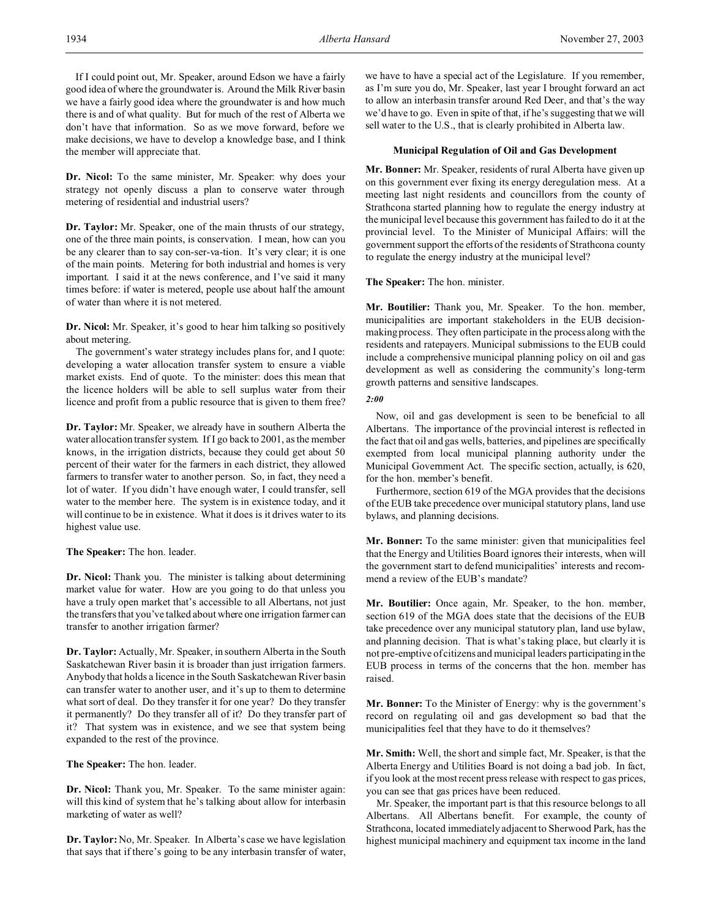If I could point out, Mr. Speaker, around Edson we have a fairly good idea of where the groundwater is. Around the Milk River basin we have a fairly good idea where the groundwater is and how much there is and of what quality. But for much of the rest of Alberta we don't have that information. So as we move forward, before we make decisions, we have to develop a knowledge base, and I think the member will appreciate that.

**Dr. Nicol:** To the same minister, Mr. Speaker: why does your strategy not openly discuss a plan to conserve water through metering of residential and industrial users?

**Dr. Taylor:** Mr. Speaker, one of the main thrusts of our strategy, one of the three main points, is conservation. I mean, how can you be any clearer than to say con-ser-va-tion. It's very clear; it is one of the main points. Metering for both industrial and homes is very important. I said it at the news conference, and I've said it many times before: if water is metered, people use about half the amount of water than where it is not metered.

**Dr. Nicol:** Mr. Speaker, it's good to hear him talking so positively about metering.

The government's water strategy includes plans for, and I quote: developing a water allocation transfer system to ensure a viable market exists. End of quote. To the minister: does this mean that the licence holders will be able to sell surplus water from their licence and profit from a public resource that is given to them free?

**Dr. Taylor:** Mr. Speaker, we already have in southern Alberta the water allocation transfer system. If I go back to 2001, as the member knows, in the irrigation districts, because they could get about 50 percent of their water for the farmers in each district, they allowed farmers to transfer water to another person. So, in fact, they need a lot of water. If you didn't have enough water, I could transfer, sell water to the member here. The system is in existence today, and it will continue to be in existence. What it does is it drives water to its highest value use.

**The Speaker:** The hon. leader.

**Dr. Nicol:** Thank you. The minister is talking about determining market value for water. How are you going to do that unless you have a truly open market that's accessible to all Albertans, not just the transfers that you've talked about where one irrigation farmer can transfer to another irrigation farmer?

**Dr. Taylor:** Actually, Mr. Speaker, in southern Alberta in the South Saskatchewan River basin it is broader than just irrigation farmers. Anybody that holds a licence in the South Saskatchewan River basin can transfer water to another user, and it's up to them to determine what sort of deal. Do they transfer it for one year? Do they transfer it permanently? Do they transfer all of it? Do they transfer part of it? That system was in existence, and we see that system being expanded to the rest of the province.

**The Speaker:** The hon. leader.

**Dr. Nicol:** Thank you, Mr. Speaker. To the same minister again: will this kind of system that he's talking about allow for interbasin marketing of water as well?

**Dr. Taylor:** No, Mr. Speaker. In Alberta's case we have legislation that says that if there's going to be any interbasin transfer of water, we have to have a special act of the Legislature. If you remember, as I'm sure you do, Mr. Speaker, last year I brought forward an act to allow an interbasin transfer around Red Deer, and that's the way we'd have to go. Even in spite of that, if he's suggesting that we will sell water to the U.S., that is clearly prohibited in Alberta law.

### Municipal Regulation of Oil and Gas Development

**Mr. Bonner:** Mr. Speaker, residents of rural Alberta have given up on this government ever fixing its energy deregulation mess. At a meeting last night residents and councillors from the county of Strathcona started planning how to regulate the energy industry at the municipal level because this government has failed to do it at the provincial level. To the Minister of Municipal Affairs: will the government support the efforts of the residents of Strathcona county to regulate the energy industry at the municipal level?

**The Speaker:** The hon. minister.

**Mr. Boutilier:** Thank you, Mr. Speaker. To the hon. member, municipalities are important stakeholders in the EUB decision-making process. They often participate in the process along with the residents and ratepayers. Municipal submissions to the EUB could include a comprehensive municipal planning policy on oil and gas development as well as considering the community's long-term growth patterns and sensitive landscapes.

*2:00*

Now, oil and gas development is seen to be beneficial to all Albertans. The importance of the provincial interest is reflected in the fact that oil and gas wells, batteries, and pipelines are specifically exempted from local municipal planning authority under the Municipal Government Act. The specific section, actually, is 620, for the hon. member's benefit.

Furthermore, section 619 of the MGA provides that the decisions of the EUB take precedence over municipal statutory plans, land use bylaws, and planning decisions.

**Mr. Bonner:** To the same minister: given that municipalities feel that the Energy and Utilities Board ignores their interests, when will the government start to defend municipalities' interests and recommend a review of the EUB's mandate?

**Mr. Boutilier:** Once again, Mr. Speaker, to the hon. member, section 619 of the MGA does state that the decisions of the EUB take precedence over any municipal statutory plan, land use bylaw, and planning decision. That is what's taking place, but clearly it is not pre-emptive of citizens and municipal leaders participating in the EUB process in terms of the concerns that the hon. member has raised.

**Mr. Bonner:** To the Minister of Energy: why is the government's record on regulating oil and gas development so bad that the municipalities feel that they have to do it themselves?

**Mr. Smith:** Well, the short and simple fact, Mr. Speaker, is that the Alberta Energy and Utilities Board is not doing a bad job. In fact, if you look at the most recent press release with respect to gas prices, you can see that gas prices have been reduced.

Mr. Speaker, the important part is that this resource belongs to all Albertans. All Albertans benefit. For example, the county of Strathcona, located immediately adjacent to Sherwood Park, has the highest municipal machinery and equipment tax income in the land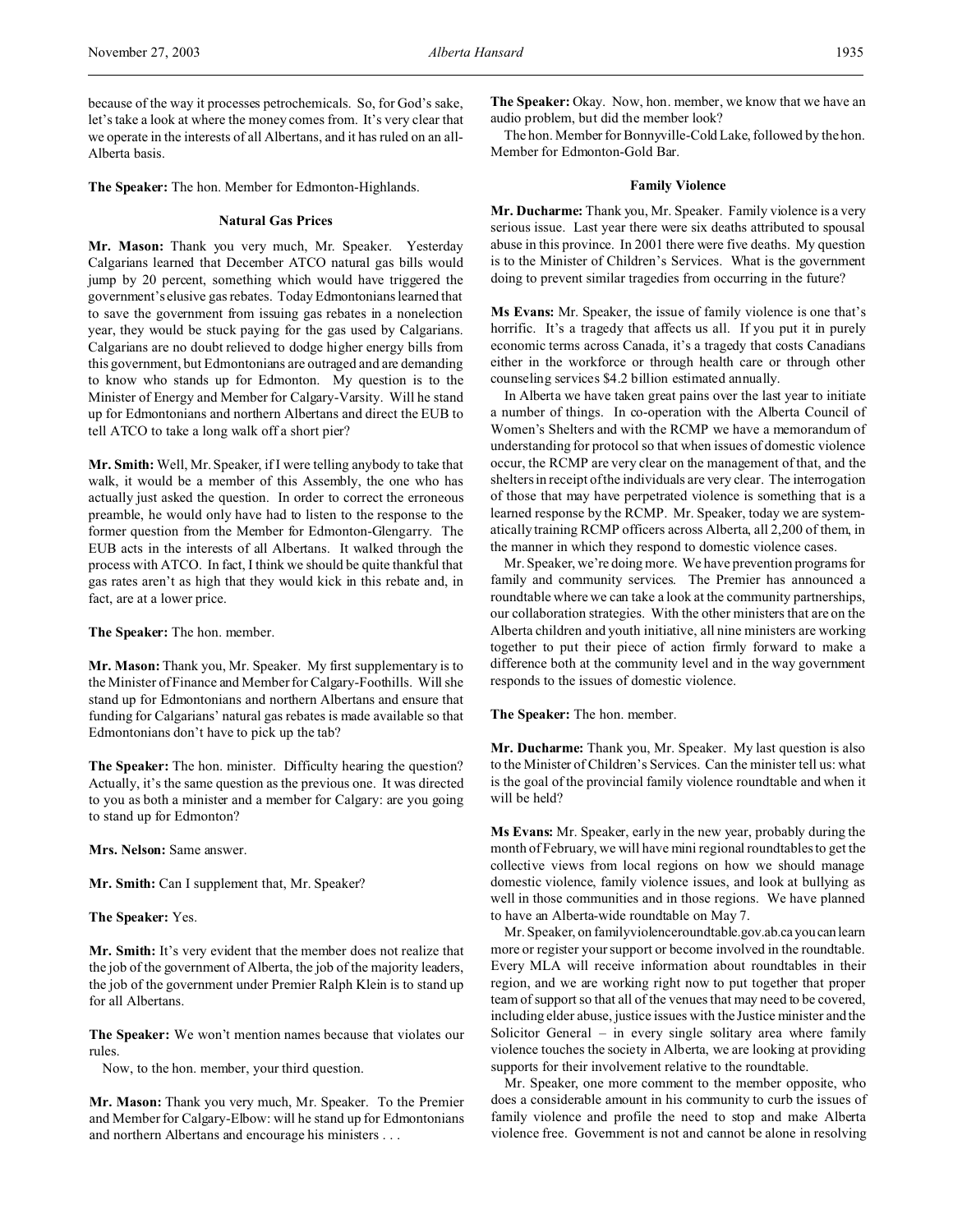because of the way it processes petrochemicals. So, for God's sake, let's take a look at where the money comes from. It's very clear that we operate in the interests of all Albertans, and it has ruled on an all-Alberta basis.

**The Speaker:** The hon. Member for Edmonton-Highlands.

### Natural Gas Prices

**Mr. Mason:** Thank you very much, Mr. Speaker. Yesterday Calgarians learned that December ATCO natural gas bills would jump by 20 percent, something which would have triggered the government's elusive gas rebates. Today Edmontonians learned that to save the government from issuing gas rebates in a nonelection year, they would be stuck paying for the gas used by Calgarians. Calgarians are no doubt relieved to dodge higher energy bills from this government, but Edmontonians are outraged and are demanding to know who stands up for Edmonton. My question is to the Minister of Energy and Member for Calgary-Varsity. Will he stand up for Edmontonians and northern Albertans and direct the EUB to tell ATCO to take a long walk off a short pier?

**Mr. Smith:** Well, Mr. Speaker, if I were telling anybody to take that walk, it would be a member of this Assembly, the one who has actually just asked the question. In order to correct the erroneous preamble, he would only have had to listen to the response to the former question from the Member for Edmonton-Glengarry. The EUB acts in the interests of all Albertans. It walked through the process with ATCO. In fact, I think we should be quite thankful that gas rates aren't as high that they would kick in this rebate and, in fact, are at a lower price.

**The Speaker:** The hon. member.

**Mr. Mason:** Thank you, Mr. Speaker. My first supplementary is to the Minister of Finance and Member for Calgary-Foothills. Will she stand up for Edmontonians and northern Albertans and ensure that funding for Calgarians' natural gas rebates is made available so that Edmontonians don't have to pick up the tab?

**The Speaker:** The hon. minister. Difficulty hearing the question? Actually, it's the same question as the previous one. It was directed to you as both a minister and a member for Calgary: are you going to stand up for Edmonton?

**Mrs. Nelson:** Same answer.

**Mr. Smith:** Can I supplement that, Mr. Speaker?

**The Speaker:** Yes.

**Mr. Smith:** It's very evident that the member does not realize that the job of the government of Alberta, the job of the majority leaders, the job of the government under Premier Ralph Klein is to stand up for all Albertans.

**The Speaker:** We won't mention names because that violates our rules.

Now, to the hon. member, your third question.

**Mr. Mason:** Thank you very much, Mr. Speaker. To the Premier and Member for Calgary-Elbow: will he stand up for Edmontonians and northern Albertans and encourage his ministers . . .

**The Speaker:** Okay. Now, hon. member, we know that we have an audio problem, but did the member look?

The hon. Member for Bonnyville-Cold Lake, followed by the hon. Member for Edmonton-Gold Bar.

### Family Violence

**Mr. Ducharme:** Thank you, Mr. Speaker. Family violence is a very serious issue. Last year there were six deaths attributed to spousal abuse in this province. In 2001 there were five deaths. My question is to the Minister of Children's Services. What is the government doing to prevent similar tragedies from occurring in the future?

**Ms Evans:** Mr. Speaker, the issue of family violence is one that's horrific. It's a tragedy that affects us all. If you put it in purely economic terms across Canada, it's a tragedy that costs Canadians either in the workforce or through health care or through other counseling services $4.2 billion estimated annually.

In Alberta we have taken great pains over the last year to initiate a number of things. In co-operation with the Alberta Council of Women's Shelters and with the RCMP we have a memorandum of understanding for protocol so that when issues of domestic violence occur, the RCMP are very clear on the management of that, and the shelters in receipt of the individuals are very clear. The interrogation of those that may have perpetrated violence is something that is a learned response by the RCMP. Mr. Speaker, today we are systematically training RCMP officers across Alberta, all 2,200 of them, in the manner in which they respond to domestic violence cases.

Mr. Speaker, we're doing more. We have prevention programs for family and community services. The Premier has announced a roundtable where we can take a look at the community partnerships, our collaboration strategies. With the other ministers that are on the Alberta children and youth initiative, all nine ministers are working together to put their piece of action firmly forward to make a difference both at the community level and in the way government responds to the issues of domestic violence.

**The Speaker:** The hon. member.

**Mr. Ducharme:** Thank you, Mr. Speaker. My last question is also to the Minister of Children's Services. Can the minister tell us: what is the goal of the provincial family violence roundtable and when it will be held?

**Ms Evans:** Mr. Speaker, early in the new year, probably during the month of February, we will have mini regional roundtables to get the collective views from local regions on how we should manage domestic violence, family violence issues, and look at bullying as well in those communities and in those regions. We have planned to have an Alberta-wide roundtable on May 7.

Mr. Speaker, on familyviolenceroundtable.gov.ab.ca you can learn more or register your support or become involved in the roundtable. Every MLA will receive information about roundtables in their region, and we are working right now to put together that proper team of support so that all of the venues that may need to be covered, including elder abuse, justice issues with the Justice minister and the Solicitor General – in every single solitary area where family violence touches the society in Alberta, we are looking at providing supports for their involvement relative to the roundtable.

Mr. Speaker, one more comment to the member opposite, who does a considerable amount in his community to curb the issues of family violence and profile the need to stop and make Alberta violence free. Government is not and cannot be alone in resolving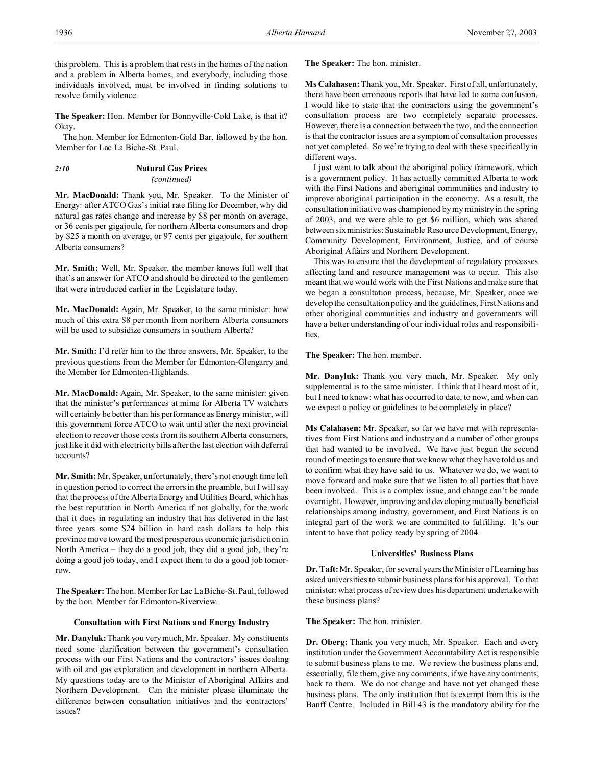this problem. This is a problem that rests in the homes of the nation and a problem in Alberta homes, and everybody, including those individuals involved, must be involved in finding solutions to resolve family violence.

**The Speaker:** Hon. Member for Bonnyville-Cold Lake, is that it? Okay.

The hon. Member for Edmonton-Gold Bar, followed by the hon. Member for Lac La Biche-St. Paul.

*2:10* **Natural Gas Prices**
*(continued)*

**Mr. MacDonald:** Thank you, Mr. Speaker. To the Minister of Energy: after ATCO Gas's initial rate filing for December, why did natural gas rates change and increase by $8 per month on average, or 36 cents per gigajoule, for northern Alberta consumers and drop by $25 a month on average, or 97 cents per gigajoule, for southern Alberta consumers?

**Mr. Smith:** Well, Mr. Speaker, the member knows full well that that's an answer for ATCO and should be directed to the gentlemen that were introduced earlier in the Legislature today.

**Mr. MacDonald:** Again, Mr. Speaker, to the same minister: how much of this extra $8 per month from northern Alberta consumers will be used to subsidize consumers in southern Alberta?

**Mr. Smith:** I'd refer him to the three answers, Mr. Speaker, to the previous questions from the Member for Edmonton-Glengarry and the Member for Edmonton-Highlands.

**Mr. MacDonald:** Again, Mr. Speaker, to the same minister: given that the minister's performances at mime for Alberta TV watchers will certainly be better than his performance as Energy minister, will this government force ATCO to wait until after the next provincial election to recover those costs from its southern Alberta consumers, just like it did with electricity bills after the last election with deferral accounts?

**Mr. Smith:** Mr. Speaker, unfortunately, there's not enough time left in question period to correct the errors in the preamble, but I will say that the process of the Alberta Energy and Utilities Board, which has the best reputation in North America if not globally, for the work that it does in regulating an industry that has delivered in the last three years some $24 billion in hard cash dollars to help this province move toward the most prosperous economic jurisdiction in North America – they do a good job, they did a good job, they're doing a good job today, and I expect them to do a good job tomorrow.

**The Speaker:** The hon. Member for Lac La Biche-St. Paul, followed by the hon. Member for Edmonton-Riverview.

**Consultation with First Nations and Energy Industry**

**Mr. Danyluk:** Thank you very much, Mr. Speaker. My constituents need some clarification between the government's consultation process with our First Nations and the contractors' issues dealing with oil and gas exploration and development in northern Alberta. My questions today are to the Minister of Aboriginal Affairs and Northern Development. Can the minister please illuminate the difference between consultation initiatives and the contractors' issues?

**The Speaker:** The hon. minister.

**Ms Calahasen:** Thank you, Mr. Speaker. First of all, unfortunately, there have been erroneous reports that have led to some confusion. I would like to state that the contractors using the government's consultation process are two completely separate processes. However, there is a connection between the two, and the connection is that the contractor issues are a symptom of consultation processes not yet completed. So we're trying to deal with these specifically in different ways.

I just want to talk about the aboriginal policy framework, which is a government policy. It has actually committed Alberta to work with the First Nations and aboriginal communities and industry to improve aboriginal participation in the economy. As a result, the consultation initiative was championed by my ministry in the spring of 2003, and we were able to get $6 million, which was shared between six ministries: Sustainable Resource Development, Energy, Community Development, Environment, Justice, and of course Aboriginal Affairs and Northern Development.

This was to ensure that the development of regulatory processes affecting land and resource management was to occur. This also meant that we would work with the First Nations and make sure that we began a consultation process, because, Mr. Speaker, once we develop the consultation policy and the guidelines, First Nations and other aboriginal communities and industry and governments will have a better understanding of our individual roles and responsibilities.

**The Speaker:** The hon. member.

**Mr. Danyluk:** Thank you very much, Mr. Speaker. My only supplemental is to the same minister. I think that I heard most of it, but I need to know: what has occurred to date, to now, and when can we expect a policy or guidelines to be completely in place?

**Ms Calahasen:** Mr. Speaker, so far we have met with representatives from First Nations and industry and a number of other groups that had wanted to be involved. We have just begun the second round of meetings to ensure that we know what they have told us and to confirm what they have said to us. Whatever we do, we want to move forward and make sure that we listen to all parties that have been involved. This is a complex issue, and change can't be made overnight. However, improving and developing mutually beneficial relationships among industry, government, and First Nations is an integral part of the work we are committed to fulfilling. It's our intent to have that policy ready by spring of 2004.

**Universities' Business Plans**

**Dr. Taft:** Mr. Speaker, for several years the Minister of Learning has asked universities to submit business plans for his approval. To that minister: what process of review does his department undertake with these business plans?

**The Speaker:** The hon. minister.

**Dr. Oberg:** Thank you very much, Mr. Speaker. Each and every institution under the Government Accountability Act is responsible to submit business plans to me. We review the business plans and, essentially, file them, give any comments, if we have any comments, back to them. We do not change and have not yet changed these business plans. The only institution that is exempt from this is the Banff Centre. Included in Bill 43 is the mandatory ability for the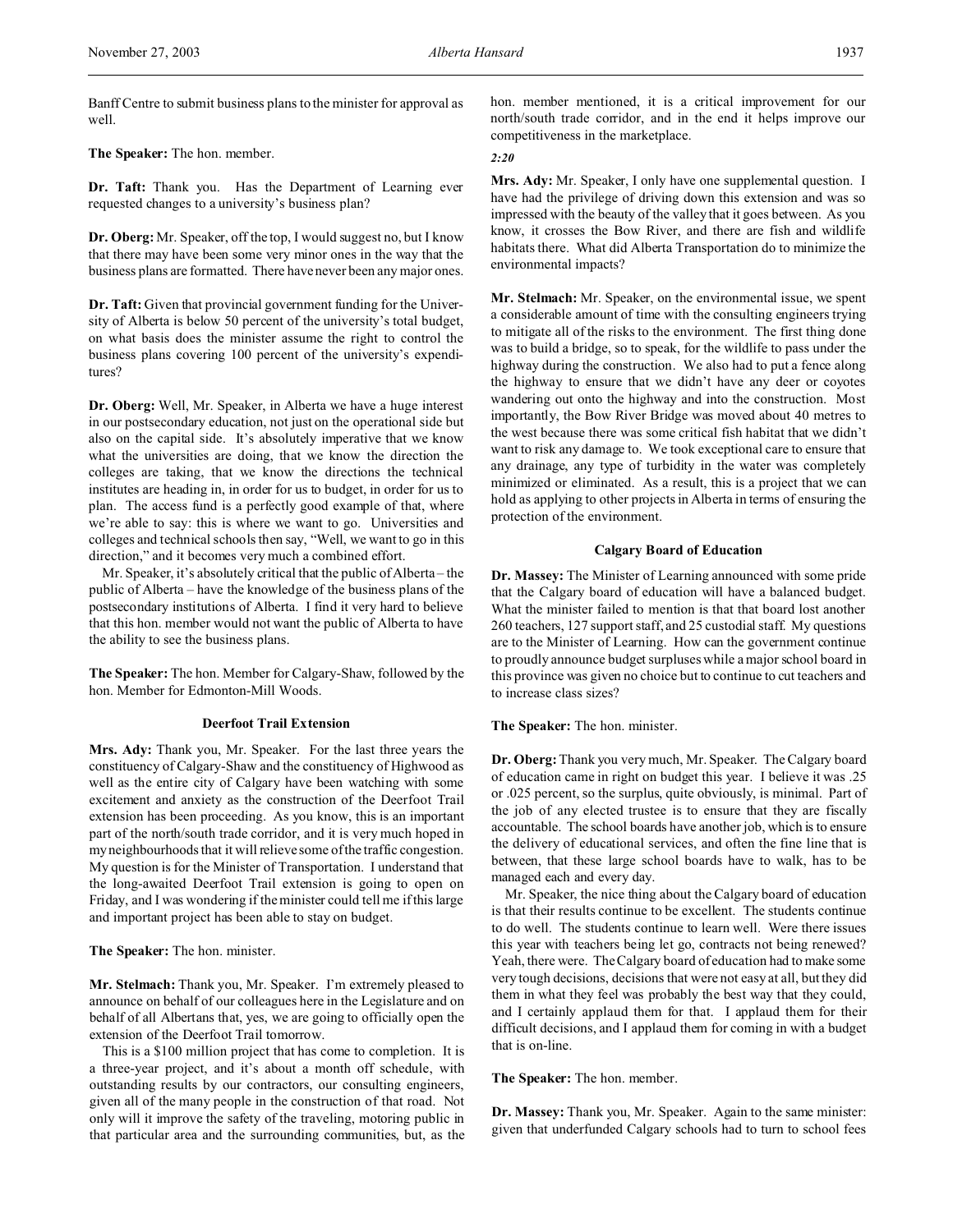Banff Centre to submit business plans to the minister for approval as well.

**The Speaker:** The hon. member.

**Dr. Taft:** Thank you. Has the Department of Learning ever requested changes to a university's business plan?

**Dr. Oberg:** Mr. Speaker, off the top, I would suggest no, but I know that there may have been some very minor ones in the way that the business plans are formatted. There have never been any major ones.

**Dr. Taft:** Given that provincial government funding for the University of Alberta is below 50 percent of the university's total budget, on what basis does the minister assume the right to control the business plans covering 100 percent of the university's expenditures?

**Dr. Oberg:** Well, Mr. Speaker, in Alberta we have a huge interest in our postsecondary education, not just on the operational side but also on the capital side. It's absolutely imperative that we know what the universities are doing, that we know the direction the colleges are taking, that we know the directions the technical institutes are heading in, in order for us to budget, in order for us to plan. The access fund is a perfectly good example of that, where we're able to say: this is where we want to go. Universities and colleges and technical schools then say, "Well, we want to go in this direction," and it becomes very much a combined effort.

Mr. Speaker, it's absolutely critical that the public of Alberta – the public of Alberta – have the knowledge of the business plans of the postsecondary institutions of Alberta. I find it very hard to believe that this hon. member would not want the public of Alberta to have the ability to see the business plans.

**The Speaker:** The hon. Member for Calgary-Shaw, followed by the hon. Member for Edmonton-Mill Woods.

### Deerfoot Trail Extension

**Mrs. Ady:** Thank you, Mr. Speaker. For the last three years the constituency of Calgary-Shaw and the constituency of Highwood as well as the entire city of Calgary have been watching with some excitement and anxiety as the construction of the Deerfoot Trail extension has been proceeding. As you know, this is an important part of the north/south trade corridor, and it is very much hoped in my neighbourhoods that it will relieve some of the traffic congestion. My question is for the Minister of Transportation. I understand that the long-awaited Deerfoot Trail extension is going to open on Friday, and I was wondering if the minister could tell me if this large and important project has been able to stay on budget.

**The Speaker:** The hon. minister.

**Mr. Stelmach:** Thank you, Mr. Speaker. I'm extremely pleased to announce on behalf of our colleagues here in the Legislature and on behalf of all Albertans that, yes, we are going to officially open the extension of the Deerfoot Trail tomorrow.

This is a $100 million project that has come to completion. It is a three-year project, and it's about a month off schedule, with outstanding results by our contractors, our consulting engineers, given all of the many people in the construction of that road. Not only will it improve the safety of the traveling, motoring public in that particular area and the surrounding communities, but, as the hon. member mentioned, it is a critical improvement for our north/south trade corridor, and in the end it helps improve our competitiveness in the marketplace.

*2:20*

**Mrs. Ady:** Mr. Speaker, I only have one supplemental question. I have had the privilege of driving down this extension and was so impressed with the beauty of the valley that it goes between. As you know, it crosses the Bow River, and there are fish and wildlife habitats there. What did Alberta Transportation do to minimize the environmental impacts?

**Mr. Stelmach:** Mr. Speaker, on the environmental issue, we spent a considerable amount of time with the consulting engineers trying to mitigate all of the risks to the environment. The first thing done was to build a bridge, so to speak, for the wildlife to pass under the highway during the construction. We also had to put a fence along the highway to ensure that we didn't have any deer or coyotes wandering out onto the highway and into the construction. Most importantly, the Bow River Bridge was moved about 40 metres to the west because there was some critical fish habitat that we didn't want to risk any damage to. We took exceptional care to ensure that any drainage, any type of turbidity in the water was completely minimized or eliminated. As a result, this is a project that we can hold as applying to other projects in Alberta in terms of ensuring the protection of the environment.

### Calgary Board of Education

**Dr. Massey:** The Minister of Learning announced with some pride that the Calgary board of education will have a balanced budget. What the minister failed to mention is that that board lost another 260 teachers, 127 support staff, and 25 custodial staff. My questions are to the Minister of Learning. How can the government continue to proudly announce budget surpluses while a major school board in this province was given no choice but to continue to cut teachers and to increase class sizes?

**The Speaker:** The hon. minister.

**Dr. Oberg:** Thank you very much, Mr. Speaker. The Calgary board of education came in right on budget this year. I believe it was .25 or .025 percent, so the surplus, quite obviously, is minimal. Part of the job of any elected trustee is to ensure that they are fiscally accountable. The school boards have another job, which is to ensure the delivery of educational services, and often the fine line that is between, that these large school boards have to walk, has to be managed each and every day.

Mr. Speaker, the nice thing about the Calgary board of education is that their results continue to be excellent. The students continue to do well. The students continue to learn well. Were there issues this year with teachers being let go, contracts not being renewed? Yeah, there were. The Calgary board of education had to make some very tough decisions, decisions that were not easy at all, but they did them in what they feel was probably the best way that they could, and I certainly applaud them for that. I applaud them for their difficult decisions, and I applaud them for coming in with a budget that is on-line.

**The Speaker:** The hon. member.

**Dr. Massey:** Thank you, Mr. Speaker. Again to the same minister: given that underfunded Calgary schools had to turn to school fees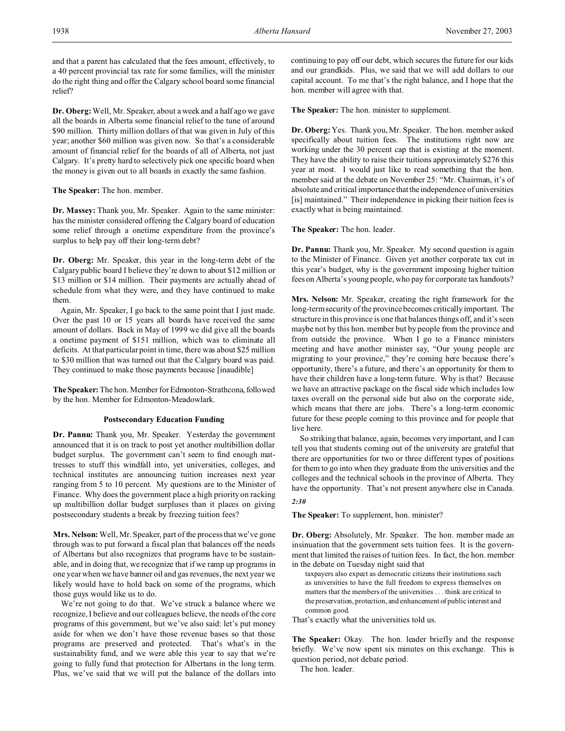and that a parent has calculated that the fees amount, effectively, to a 40 percent provincial tax rate for some families, will the minister do the right thing and offer the Calgary school board some financial relief?

**Dr. Oberg:** Well, Mr. Speaker, about a week and a half ago we gave all the boards in Alberta some financial relief to the tune of around $90 million. Thirty million dollars of that was given in July of this year; another $60 million was given now. So that's a considerable amount of financial relief for the boards of all of Alberta, not just Calgary. It's pretty hard to selectively pick one specific board when the money is given out to all boards in exactly the same fashion.

**The Speaker:** The hon. member.

**Dr. Massey:** Thank you, Mr. Speaker. Again to the same minister: has the minister considered offering the Calgary board of education some relief through a onetime expenditure from the province's surplus to help pay off their long-term debt?

**Dr. Oberg:** Mr. Speaker, this year in the long-term debt of the Calgary public board I believe they're down to about $12 million or $13 million or $14 million. Their payments are actually ahead of schedule from what they were, and they have continued to make them.

Again, Mr. Speaker, I go back to the same point that I just made. Over the past 10 or 15 years all boards have received the same amount of dollars. Back in May of 1999 we did give all the boards a onetime payment of $151 million, which was to eliminate all deficits. At that particular point in time, there was about $25 million to $30 million that was turned out that the Calgary board was paid. They continued to make those payments because [inaudible]

**The Speaker:** The hon. Member for Edmonton-Strathcona, followed by the hon. Member for Edmonton-Meadowlark.

### Postsecondary Education Funding

**Dr. Pannu:** Thank you, Mr. Speaker. Yesterday the government announced that it is on track to post yet another multibillion dollar budget surplus. The government can't seem to find enough mattresses to stuff this windfall into, yet universities, colleges, and technical institutes are announcing tuition increases next year ranging from 5 to 10 percent. My questions are to the Minister of Finance. Why does the government place a high priority on racking up multibillion dollar budget surpluses than it places on giving postsecondary students a break by freezing tuition fees?

**Mrs. Nelson:** Well, Mr. Speaker, part of the process that we've gone through was to put forward a fiscal plan that balances off the needs of Albertans but also recognizes that programs have to be sustainable, and in doing that, we recognize that if we ramp up programs in one year when we have banner oil and gas revenues, the next year we likely would have to hold back on some of the programs, which those guys would like us to do.

We're not going to do that. We've struck a balance where we recognize, I believe and our colleagues believe, the needs of the core programs of this government, but we've also said: let's put money aside for when we don't have those revenue bases so that those programs are preserved and protected. That's what's in the sustainability fund, and we were able this year to say that we're going to fully fund that protection for Albertans in the long term. Plus, we've said that we will put the balance of the dollars into continuing to pay off our debt, which secures the future for our kids and our grandkids. Plus, we said that we will add dollars to our capital account. To me that's the right balance, and I hope that the hon. member will agree with that.

**The Speaker:** The hon. minister to supplement.

**Dr. Oberg:** Yes. Thank you, Mr. Speaker. The hon. member asked specifically about tuition fees. The institutions right now are working under the 30 percent cap that is existing at the moment. They have the ability to raise their tuitions approximately $276 this year at most. I would just like to read something that the hon. member said at the debate on November 25: "Mr. Chairman, it's of absolute and critical importance that the independence of universities [is] maintained." Their independence in picking their tuition fees is exactly what is being maintained.

**The Speaker:** The hon. leader.

**Dr. Pannu:** Thank you, Mr. Speaker. My second question is again to the Minister of Finance. Given yet another corporate tax cut in this year's budget, why is the government imposing higher tuition fees on Alberta's young people, who pay for corporate tax handouts?

**Mrs. Nelson:** Mr. Speaker, creating the right framework for the long-term security of the province becomes critically important. The structure in this province is one that balances things off, and it's seen maybe not by this hon. member but by people from the province and from outside the province. When I go to a Finance ministers meeting and have another minister say, "Our young people are migrating to your province," they're coming here because there's opportunity, there's a future, and there's an opportunity for them to have their children have a long-term future. Why is that? Because we have an attractive package on the fiscal side which includes low taxes overall on the personal side but also on the corporate side, which means that there are jobs. There's a long-term economic future for these people coming to this province and for people that live here.

So striking that balance, again, becomes very important, and I can tell you that students coming out of the university are grateful that there are opportunities for two or three different types of positions for them to go into when they graduate from the universities and the colleges and the technical schools in the province of Alberta. They have the opportunity. That's not present anywhere else in Canada.

*2:30*

**The Speaker:** To supplement, hon. minister?

**Dr. Oberg:** Absolutely, Mr. Speaker. The hon. member made an insinuation that the government sets tuition fees. It is the government that limited the raises of tuition fees. In fact, the hon. member in the debate on Tuesday night said that

> taxpayers also expect as democratic citizens their institutions such as universities to have the full freedom to express themselves on matters that the members of the universities . . . think are critical to the preservation, protection, and enhancement of public interest and common good.

That's exactly what the universities told us.

**The Speaker:** Okay. The hon. leader briefly and the response briefly. We've now spent six minutes on this exchange. This is question period, not debate period.

The hon. leader.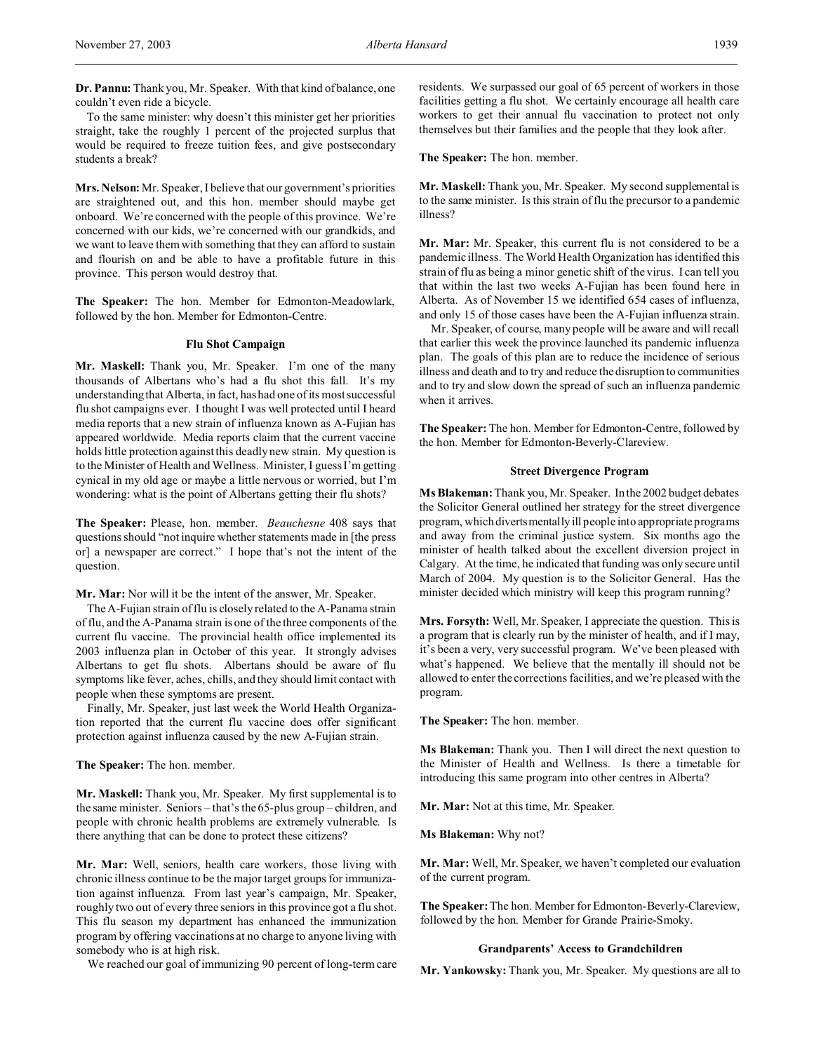**Dr. Pannu:** Thank you, Mr. Speaker. With that kind of balance, one couldn't even ride a bicycle.

To the same minister: why doesn't this minister get her priorities straight, take the roughly 1 percent of the projected surplus that would be required to freeze tuition fees, and give postsecondary students a break?

**Mrs. Nelson:** Mr. Speaker, I believe that our government's priorities are straightened out, and this hon. member should maybe get onboard. We're concerned with the people of this province. We're concerned with our kids, we're concerned with our grandkids, and we want to leave them with something that they can afford to sustain and flourish on and be able to have a profitable future in this province. This person would destroy that.

**The Speaker:** The hon. Member for Edmonton-Meadowlark, followed by the hon. Member for Edmonton-Centre.

### Flu Shot Campaign

**Mr. Maskell:** Thank you, Mr. Speaker. I'm one of the many thousands of Albertans who's had a flu shot this fall. It's my understanding that Alberta, in fact, has had one of its most successful flu shot campaigns ever. I thought I was well protected until I heard media reports that a new strain of influenza known as A-Fujian has appeared worldwide. Media reports claim that the current vaccine holds little protection against this deadly new strain. My question is to the Minister of Health and Wellness. Minister, I guess I'm getting cynical in my old age or maybe a little nervous or worried, but I'm wondering: what is the point of Albertans getting their flu shots?

**The Speaker:** Please, hon. member. *Beauchesne* 408 says that questions should "not inquire whether statements made in [the press or] a newspaper are correct." I hope that's not the intent of the question.

**Mr. Mar:** Nor will it be the intent of the answer, Mr. Speaker.

The A-Fujian strain of flu is closely related to the A-Panama strain of flu, and the A-Panama strain is one of the three components of the current flu vaccine. The provincial health office implemented its 2003 influenza plan in October of this year. It strongly advises Albertans to get flu shots. Albertans should be aware of flu symptoms like fever, aches, chills, and they should limit contact with people when these symptoms are present.

Finally, Mr. Speaker, just last week the World Health Organization reported that the current flu vaccine does offer significant protection against influenza caused by the new A-Fujian strain.

**The Speaker:** The hon. member.

**Mr. Maskell:** Thank you, Mr. Speaker. My first supplemental is to the same minister. Seniors – that's the 65-plus group – children, and people with chronic health problems are extremely vulnerable. Is there anything that can be done to protect these citizens?

**Mr. Mar:** Well, seniors, health care workers, those living with chronic illness continue to be the major target groups for immunization against influenza. From last year's campaign, Mr. Speaker, roughly two out of every three seniors in this province got a flu shot. This flu season my department has enhanced the immunization program by offering vaccinations at no charge to anyone living with somebody who is at high risk.

We reached our goal of immunizing 90 percent of long-term care residents. We surpassed our goal of 65 percent of workers in those facilities getting a flu shot. We certainly encourage all health care workers to get their annual flu vaccination to protect not only themselves but their families and the people that they look after.

**The Speaker:** The hon. member.

**Mr. Maskell:** Thank you, Mr. Speaker. My second supplemental is to the same minister. Is this strain of flu the precursor to a pandemic illness?

**Mr. Mar:** Mr. Speaker, this current flu is not considered to be a pandemic illness. The World Health Organization has identified this strain of flu as being a minor genetic shift of the virus. I can tell you that within the last two weeks A-Fujian has been found here in Alberta. As of November 15 we identified 654 cases of influenza, and only 15 of those cases have been the A-Fujian influenza strain.

Mr. Speaker, of course, many people will be aware and will recall that earlier this week the province launched its pandemic influenza plan. The goals of this plan are to reduce the incidence of serious illness and death and to try and reduce the disruption to communities and to try and slow down the spread of such an influenza pandemic when it arrives.

**The Speaker:** The hon. Member for Edmonton-Centre, followed by the hon. Member for Edmonton-Beverly-Clareview.

### Street Divergence Program

**Ms Blakeman:** Thank you, Mr. Speaker. In the 2002 budget debates the Solicitor General outlined her strategy for the street divergence program, which diverts mentally ill people into appropriate programs and away from the criminal justice system. Six months ago the minister of health talked about the excellent diversion project in Calgary. At the time, he indicated that funding was only secure until March of 2004. My question is to the Solicitor General. Has the minister decided which ministry will keep this program running?

**Mrs. Forsyth:** Well, Mr. Speaker, I appreciate the question. This is a program that is clearly run by the minister of health, and if I may, it's been a very, very successful program. We've been pleased with what's happened. We believe that the mentally ill should not be allowed to enter the corrections facilities, and we're pleased with the program.

**The Speaker:** The hon. member.

**Ms Blakeman:** Thank you. Then I will direct the next question to the Minister of Health and Wellness. Is there a timetable for introducing this same program into other centres in Alberta?

**Mr. Mar:** Not at this time, Mr. Speaker.

**Ms Blakeman:** Why not?

**Mr. Mar:** Well, Mr. Speaker, we haven't completed our evaluation of the current program.

**The Speaker:** The hon. Member for Edmonton-Beverly-Clareview, followed by the hon. Member for Grande Prairie-Smoky.

### Grandparents' Access to Grandchildren

**Mr. Yankowsky:** Thank you, Mr. Speaker. My questions are all to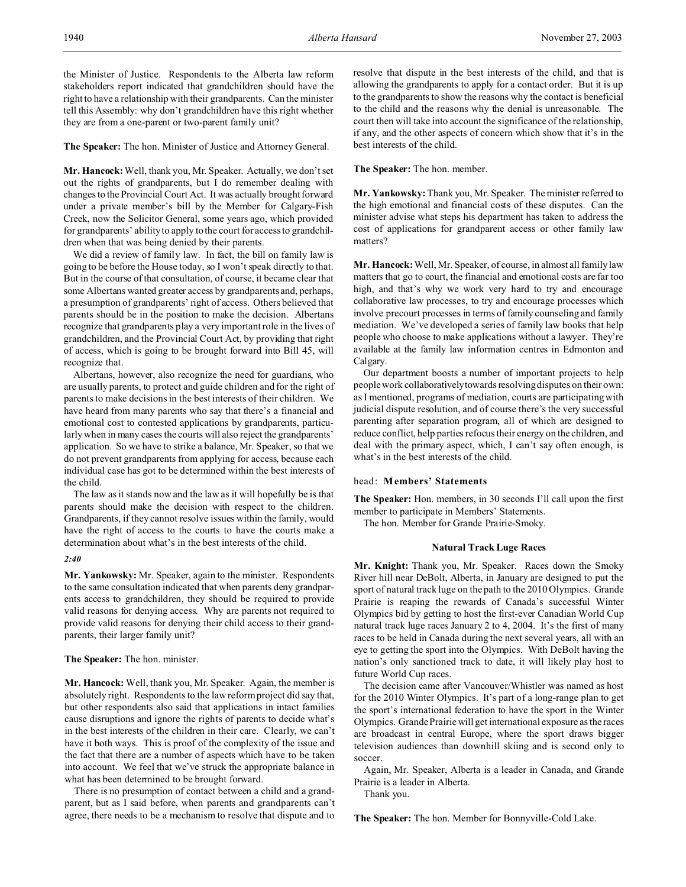the Minister of Justice. Respondents to the Alberta law reform stakeholders report indicated that grandchildren should have the right to have a relationship with their grandparents. Can the minister tell this Assembly: why don't grandchildren have this right whether they are from a one-parent or two-parent family unit?

**The Speaker:** The hon. Minister of Justice and Attorney General.

**Mr. Hancock:** Well, thank you, Mr. Speaker. Actually, we don't set out the rights of grandparents, but I do remember dealing with changes to the Provincial Court Act. It was actually brought forward under a private member's bill by the Member for Calgary-Fish Creek, now the Solicitor General, some years ago, which provided for grandparents' ability to apply to the court for access to grandchildren when that was being denied by their parents.

We did a review of family law. In fact, the bill on family law is going to be before the House today, so I won't speak directly to that. But in the course of that consultation, of course, it became clear that some Albertans wanted greater access by grandparents and, perhaps, a presumption of grandparents' right of access. Others believed that parents should be in the position to make the decision. Albertans recognize that grandparents play a very important role in the lives of grandchildren, and the Provincial Court Act, by providing that right of access, which is going to be brought forward into Bill 45, will recognize that.

Albertans, however, also recognize the need for guardians, who are usually parents, to protect and guide children and for the right of parents to make decisions in the best interests of their children. We have heard from many parents who say that there's a financial and emotional cost to contested applications by grandparents, particularly when in many cases the courts will also reject the grandparents' application. So we have to strike a balance, Mr. Speaker, so that we do not prevent grandparents from applying for access, because each individual case has got to be determined within the best interests of the child.

The law as it stands now and the law as it will hopefully be is that parents should make the decision with respect to the children. Grandparents, if they cannot resolve issues within the family, would have the right of access to the courts to have the courts make a determination about what's in the best interests of the child.

*2:40*

**Mr. Yankowsky:** Mr. Speaker, again to the minister. Respondents to the same consultation indicated that when parents deny grandparents access to grandchildren, they should be required to provide valid reasons for denying access. Why are parents not required to provide valid reasons for denying their child access to their grandparents, their larger family unit?

**The Speaker:** The hon. minister.

**Mr. Hancock:** Well, thank you, Mr. Speaker. Again, the member is absolutely right. Respondents to the law reform project did say that, but other respondents also said that applications in intact families cause disruptions and ignore the rights of parents to decide what's in the best interests of the children in their care. Clearly, we can't have it both ways. This is proof of the complexity of the issue and the fact that there are a number of aspects which have to be taken into account. We feel that we've struck the appropriate balance in what has been determined to be brought forward.

There is no presumption of contact between a child and a grandparent, but as I said before, when parents and grandparents can't agree, there needs to be a mechanism to resolve that dispute and to resolve that dispute in the best interests of the child, and that is allowing the grandparents to apply for a contact order. But it is up to the grandparents to show the reasons why the contact is beneficial to the child and the reasons why the denial is unreasonable. The court then will take into account the significance of the relationship, if any, and the other aspects of concern which show that it's in the best interests of the child.

**The Speaker:** The hon. member.

**Mr. Yankowsky:** Thank you, Mr. Speaker. The minister referred to the high emotional and financial costs of these disputes. Can the minister advise what steps his department has taken to address the cost of applications for grandparent access or other family law matters?

**Mr. Hancock:** Well, Mr. Speaker, of course, in almost all family law matters that go to court, the financial and emotional costs are far too high, and that's why we work very hard to try and encourage collaborative law processes, to try and encourage processes which involve precourt processes in terms of family counseling and family mediation. We've developed a series of family law books that help people who choose to make applications without a lawyer. They're available at the family law information centres in Edmonton and Calgary.

Our department boosts a number of important projects to help people work collaboratively towards resolving disputes on their own: as I mentioned, programs of mediation, courts are participating with judicial dispute resolution, and of course there's the very successful parenting after separation program, all of which are designed to reduce conflict, help parties refocus their energy on the children, and deal with the primary aspect, which, I can't say often enough, is what's in the best interests of the child.

head: **Members' Statements**

**The Speaker:** Hon. members, in 30 seconds I'll call upon the first member to participate in Members' Statements.

The hon. Member for Grande Prairie-Smoky.

### Natural Track Luge Races

**Mr. Knight:** Thank you, Mr. Speaker. Races down the Smoky River hill near DeBolt, Alberta, in January are designed to put the sport of natural track luge on the path to the 2010 Olympics. Grande Prairie is reaping the rewards of Canada's successful Winter Olympics bid by getting to host the first-ever Canadian World Cup natural track luge races January 2 to 4, 2004. It's the first of many races to be held in Canada during the next several years, all with an eye to getting the sport into the Olympics. With DeBolt having the nation's only sanctioned track to date, it will likely play host to future World Cup races.

The decision came after Vancouver/Whistler was named as host for the 2010 Winter Olympics. It's part of a long-range plan to get the sport's international federation to have the sport in the Winter Olympics. Grande Prairie will get international exposure as the races are broadcast in central Europe, where the sport draws bigger television audiences than downhill skiing and is second only to soccer.

Again, Mr. Speaker, Alberta is a leader in Canada, and Grande Prairie is a leader in Alberta.

Thank you.

**The Speaker:** The hon. Member for Bonnyville-Cold Lake.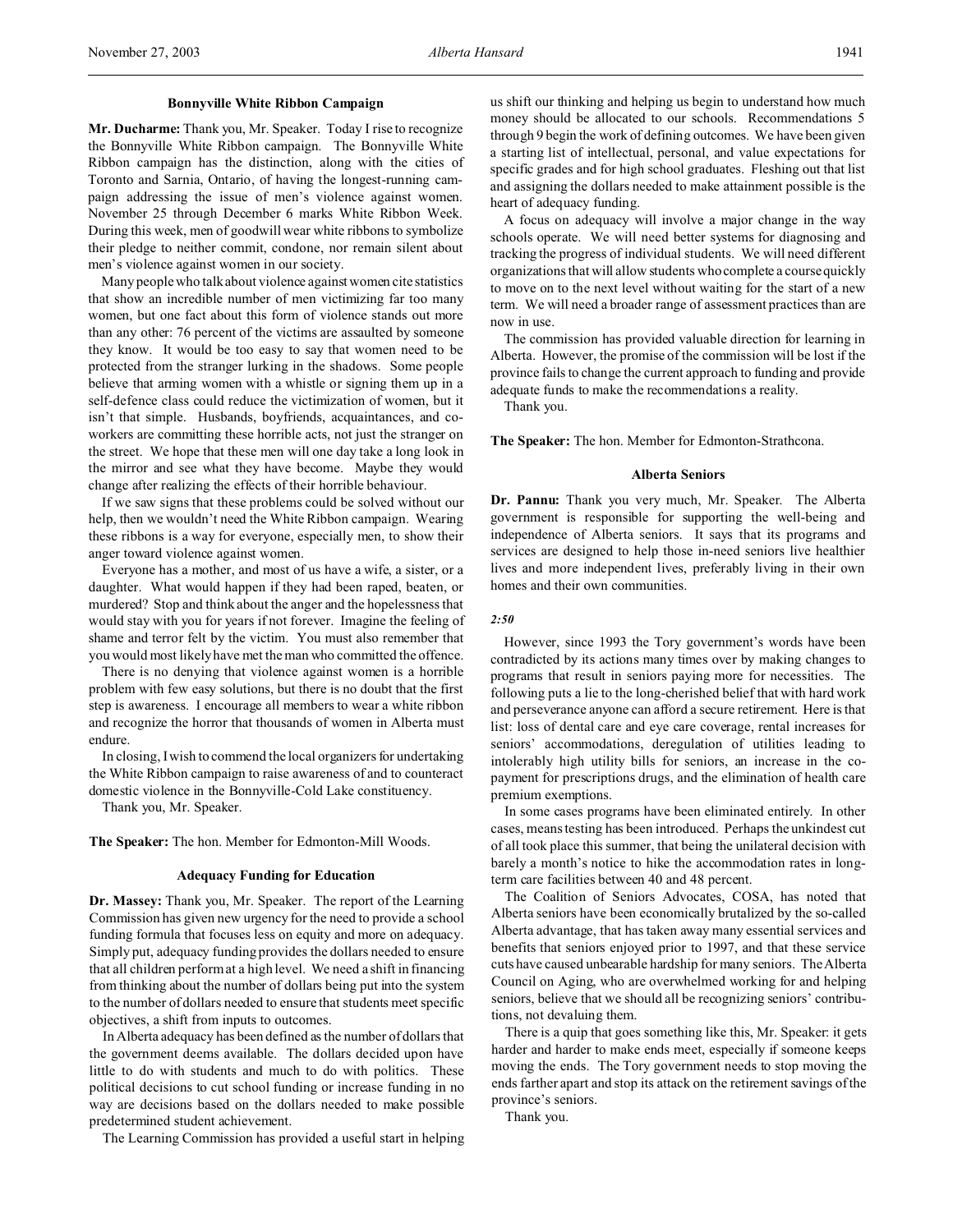### Bonnyville White Ribbon Campaign

**Mr. Ducharme:** Thank you, Mr. Speaker. Today I rise to recognize the Bonnyville White Ribbon campaign. The Bonnyville White Ribbon campaign has the distinction, along with the cities of Toronto and Sarnia, Ontario, of having the longest-running campaign addressing the issue of men's violence against women. November 25 through December 6 marks White Ribbon Week. During this week, men of goodwill wear white ribbons to symbolize their pledge to neither commit, condone, nor remain silent about men's violence against women in our society.

Many people who talk about violence against women cite statistics that show an incredible number of men victimizing far too many women, but one fact about this form of violence stands out more than any other: 76 percent of the victims are assaulted by someone they know. It would be too easy to say that women need to be protected from the stranger lurking in the shadows. Some people believe that arming women with a whistle or signing them up in a self-defence class could reduce the victimization of women, but it isn't that simple. Husbands, boyfriends, acquaintances, and co-workers are committing these horrible acts, not just the stranger on the street. We hope that these men will one day take a long look in the mirror and see what they have become. Maybe they would change after realizing the effects of their horrible behaviour.

If we saw signs that these problems could be solved without our help, then we wouldn't need the White Ribbon campaign. Wearing these ribbons is a way for everyone, especially men, to show their anger toward violence against women.

Everyone has a mother, and most of us have a wife, a sister, or a daughter. What would happen if they had been raped, beaten, or murdered? Stop and think about the anger and the hopelessness that would stay with you for years if not forever. Imagine the feeling of shame and terror felt by the victim. You must also remember that you would most likely have met the man who committed the offence.

There is no denying that violence against women is a horrible problem with few easy solutions, but there is no doubt that the first step is awareness. I encourage all members to wear a white ribbon and recognize the horror that thousands of women in Alberta must endure.

In closing, I wish to commend the local organizers for undertaking the White Ribbon campaign to raise awareness of and to counteract domestic violence in the Bonnyville-Cold Lake constituency.

Thank you, Mr. Speaker.

**The Speaker:** The hon. Member for Edmonton-Mill Woods.

### Adequacy Funding for Education

**Dr. Massey:** Thank you, Mr. Speaker. The report of the Learning Commission has given new urgency for the need to provide a school funding formula that focuses less on equity and more on adequacy. Simply put, adequacy funding provides the dollars needed to ensure that all children perform at a high level. We need a shift in financing from thinking about the number of dollars being put into the system to the number of dollars needed to ensure that students meet specific objectives, a shift from inputs to outcomes.

In Alberta adequacy has been defined as the number of dollars that the government deems available. The dollars decided upon have little to do with students and much to do with politics. These political decisions to cut school funding or increase funding in no way are decisions based on the dollars needed to make possible predetermined student achievement.

The Learning Commission has provided a useful start in helping us shift our thinking and helping us begin to understand how much money should be allocated to our schools. Recommendations 5 through 9 begin the work of defining outcomes. We have been given a starting list of intellectual, personal, and value expectations for specific grades and for high school graduates. Fleshing out that list and assigning the dollars needed to make attainment possible is the heart of adequacy funding.

A focus on adequacy will involve a major change in the way schools operate. We will need better systems for diagnosing and tracking the progress of individual students. We will need different organizations that will allow students who complete a course quickly to move on to the next level without waiting for the start of a new term. We will need a broader range of assessment practices than are now in use.

The commission has provided valuable direction for learning in Alberta. However, the promise of the commission will be lost if the province fails to change the current approach to funding and provide adequate funds to make the recommendations a reality.

Thank you.

**The Speaker:** The hon. Member for Edmonton-Strathcona.

### Alberta Seniors

**Dr. Pannu:** Thank you very much, Mr. Speaker. The Alberta government is responsible for supporting the well-being and independence of Alberta seniors. It says that its programs and services are designed to help those in-need seniors live healthier lives and more independent lives, preferably living in their own homes and their own communities.

*2:50*

However, since 1993 the Tory government's words have been contradicted by its actions many times over by making changes to programs that result in seniors paying more for necessities. The following puts a lie to the long-cherished belief that with hard work and perseverance anyone can afford a secure retirement. Here is that list: loss of dental care and eye care coverage, rental increases for seniors' accommodations, deregulation of utilities leading to intolerably high utility bills for seniors, an increase in the co-payment for prescriptions drugs, and the elimination of health care premium exemptions.

In some cases programs have been eliminated entirely. In other cases, means testing has been introduced. Perhaps the unkindest cut of all took place this summer, that being the unilateral decision with barely a month's notice to hike the accommodation rates in long-term care facilities between 40 and 48 percent.

The Coalition of Seniors Advocates, COSA, has noted that Alberta seniors have been economically brutalized by the so-called Alberta advantage, that has taken away many essential services and benefits that seniors enjoyed prior to 1997, and that these service cuts have caused unbearable hardship for many seniors. The Alberta Council on Aging, who are overwhelmed working for and helping seniors, believe that we should all be recognizing seniors' contributions, not devaluing them.

There is a quip that goes something like this, Mr. Speaker: it gets harder and harder to make ends meet, especially if someone keeps moving the ends. The Tory government needs to stop moving the ends farther apart and stop its attack on the retirement savings of the province's seniors.

Thank you.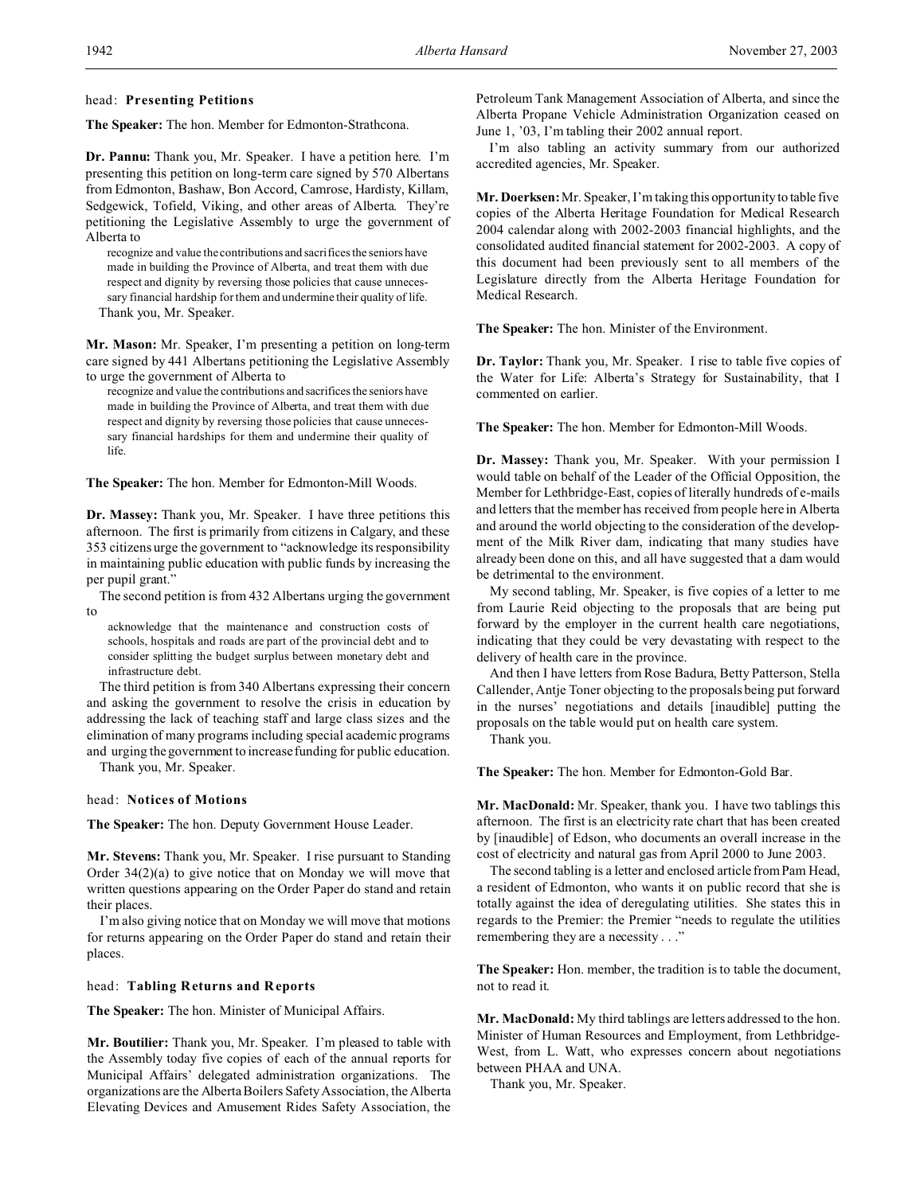head: **Presenting Petitions**

**The Speaker:** The hon. Member for Edmonton-Strathcona.

**Dr. Pannu:** Thank you, Mr. Speaker. I have a petition here. I'm presenting this petition on long-term care signed by 570 Albertans from Edmonton, Bashaw, Bon Accord, Camrose, Hardisty, Killam, Sedgewick, Tofield, Viking, and other areas of Alberta. They're petitioning the Legislative Assembly to urge the government of Alberta to

> recognize and value the contributions and sacrifices the seniors have made in building the Province of Alberta, and treat them with due respect and dignity by reversing those policies that cause unnecessary financial hardship for them and undermine their quality of life.

Thank you, Mr. Speaker.

**Mr. Mason:** Mr. Speaker, I'm presenting a petition on long-term care signed by 441 Albertans petitioning the Legislative Assembly to urge the government of Alberta to

> recognize and value the contributions and sacrifices the seniors have made in building the Province of Alberta, and treat them with due respect and dignity by reversing those policies that cause unnecessary financial hardships for them and undermine their quality of life.

**The Speaker:** The hon. Member for Edmonton-Mill Woods.

**Dr. Massey:** Thank you, Mr. Speaker. I have three petitions this afternoon. The first is primarily from citizens in Calgary, and these 353 citizens urge the government to "acknowledge its responsibility in maintaining public education with public funds by increasing the per pupil grant."

The second petition is from 432 Albertans urging the government to

> acknowledge that the maintenance and construction costs of schools, hospitals and roads are part of the provincial debt and to consider splitting the budget surplus between monetary debt and infrastructure debt.

The third petition is from 340 Albertans expressing their concern and asking the government to resolve the crisis in education by addressing the lack of teaching staff and large class sizes and the elimination of many programs including special academic programs and urging the government to increase funding for public education.

Thank you, Mr. Speaker.

head: **Notices of Motions**

**The Speaker:** The hon. Deputy Government House Leader.

**Mr. Stevens:** Thank you, Mr. Speaker. I rise pursuant to Standing Order 34(2)(a) to give notice that on Monday we will move that written questions appearing on the Order Paper do stand and retain their places.

I'm also giving notice that on Monday we will move that motions for returns appearing on the Order Paper do stand and retain their places.

head: **Tabling Returns and Reports**

**The Speaker:** The hon. Minister of Municipal Affairs.

**Mr. Boutilier:** Thank you, Mr. Speaker. I'm pleased to table with the Assembly today five copies of each of the annual reports for Municipal Affairs' delegated administration organizations. The organizations are the Alberta Boilers Safety Association, the Alberta Elevating Devices and Amusement Rides Safety Association, the Petroleum Tank Management Association of Alberta, and since the Alberta Propane Vehicle Administration Organization ceased on June 1, '03, I'm tabling their 2002 annual report.

I'm also tabling an activity summary from our authorized accredited agencies, Mr. Speaker.

**Mr. Doerksen:** Mr. Speaker, I'm taking this opportunity to table five copies of the Alberta Heritage Foundation for Medical Research 2004 calendar along with 2002-2003 financial highlights, and the consolidated audited financial statement for 2002-2003. A copy of this document had been previously sent to all members of the Legislature directly from the Alberta Heritage Foundation for Medical Research.

**The Speaker:** The hon. Minister of the Environment.

**Dr. Taylor:** Thank you, Mr. Speaker. I rise to table five copies of the Water for Life: Alberta's Strategy for Sustainability, that I commented on earlier.

**The Speaker:** The hon. Member for Edmonton-Mill Woods.

**Dr. Massey:** Thank you, Mr. Speaker. With your permission I would table on behalf of the Leader of the Official Opposition, the Member for Lethbridge-East, copies of literally hundreds of e-mails and letters that the member has received from people here in Alberta and around the world objecting to the consideration of the development of the Milk River dam, indicating that many studies have already been done on this, and all have suggested that a dam would be detrimental to the environment.

My second tabling, Mr. Speaker, is five copies of a letter to me from Laurie Reid objecting to the proposals that are being put forward by the employer in the current health care negotiations, indicating that they could be very devastating with respect to the delivery of health care in the province.

And then I have letters from Rose Badura, Betty Patterson, Stella Callender, Antje Toner objecting to the proposals being put forward in the nurses' negotiations and details [inaudible] putting the proposals on the table would put on health care system.

Thank you.

**The Speaker:** The hon. Member for Edmonton-Gold Bar.

**Mr. MacDonald:** Mr. Speaker, thank you. I have two tablings this afternoon. The first is an electricity rate chart that has been created by [inaudible] of Edson, who documents an overall increase in the cost of electricity and natural gas from April 2000 to June 2003.

The second tabling is a letter and enclosed article from Pam Head, a resident of Edmonton, who wants it on public record that she is totally against the idea of deregulating utilities. She states this in regards to the Premier: the Premier "needs to regulate the utilities remembering they are a necessity . . ."

**The Speaker:** Hon. member, the tradition is to table the document, not to read it.

**Mr. MacDonald:** My third tablings are letters addressed to the hon. Minister of Human Resources and Employment, from Lethbridge-West, from L. Watt, who expresses concern about negotiations between PHAA and UNA.

Thank you, Mr. Speaker.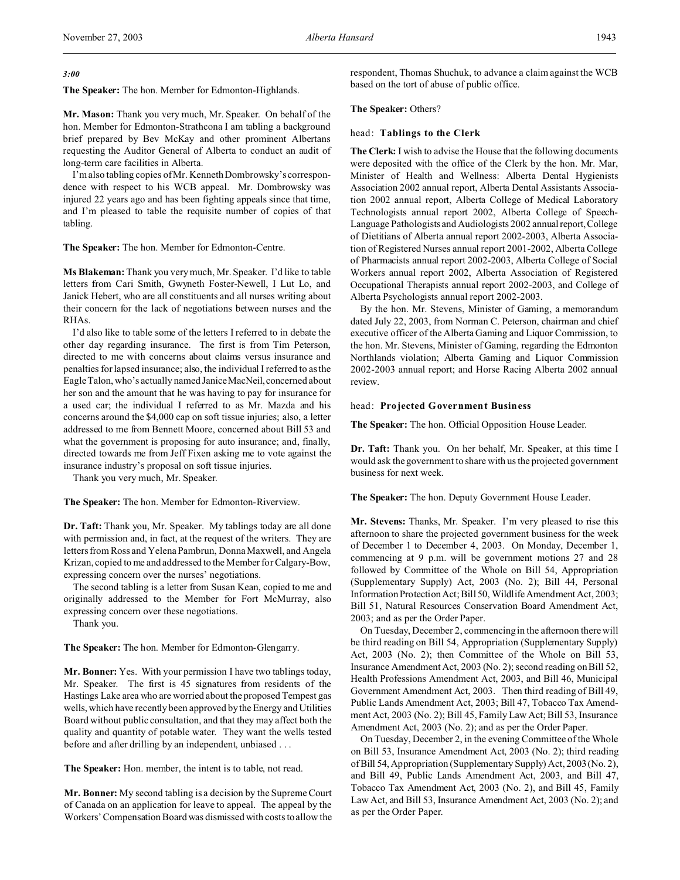*3:00*

**The Speaker:** The hon. Member for Edmonton-Highlands.

**Mr. Mason:** Thank you very much, Mr. Speaker. On behalf of the hon. Member for Edmonton-Strathcona I am tabling a background brief prepared by Bev McKay and other prominent Albertans requesting the Auditor General of Alberta to conduct an audit of long-term care facilities in Alberta.

I'm also tabling copies of Mr. Kenneth Dombrowsky's correspondence with respect to his WCB appeal. Mr. Dombrowsky was injured 22 years ago and has been fighting appeals since that time, and I'm pleased to table the requisite number of copies of that tabling.

**The Speaker:** The hon. Member for Edmonton-Centre.

**Ms Blakeman:** Thank you very much, Mr. Speaker. I'd like to table letters from Cari Smith, Gwyneth Foster-Newell, I Lut Lo, and Janick Hebert, who are all constituents and all nurses writing about their concern for the lack of negotiations between nurses and the RHAs.

I'd also like to table some of the letters I referred to in debate the other day regarding insurance. The first is from Tim Peterson, directed to me with concerns about claims versus insurance and penalties for lapsed insurance; also, the individual I referred to as the Eagle Talon, who's actually named Janice MacNeil, concerned about her son and the amount that he was having to pay for insurance for a used car; the individual I referred to as Mr. Mazda and his concerns around the $4,000 cap on soft tissue injuries; also, a letter addressed to me from Bennett Moore, concerned about Bill 53 and what the government is proposing for auto insurance; and, finally, directed towards me from Jeff Fixen asking me to vote against the insurance industry's proposal on soft tissue injuries.

Thank you very much, Mr. Speaker.

**The Speaker:** The hon. Member for Edmonton-Riverview.

**Dr. Taft:** Thank you, Mr. Speaker. My tablings today are all done with permission and, in fact, at the request of the writers. They are letters from Ross and Yelena Pambrun, Donna Maxwell, and Angela Krizan, copied to me and addressed to the Member for Calgary-Bow, expressing concern over the nurses' negotiations.

The second tabling is a letter from Susan Kean, copied to me and originally addressed to the Member for Fort McMurray, also expressing concern over these negotiations.

Thank you.

**The Speaker:** The hon. Member for Edmonton-Glengarry.

**Mr. Bonner:** Yes. With your permission I have two tablings today, Mr. Speaker. The first is 45 signatures from residents of the Hastings Lake area who are worried about the proposed Tempest gas wells, which have recently been approved by the Energy and Utilities Board without public consultation, and that they may affect both the quality and quantity of potable water. They want the wells tested before and after drilling by an independent, unbiased . . .

**The Speaker:** Hon. member, the intent is to table, not read.

**Mr. Bonner:** My second tabling is a decision by the Supreme Court of Canada on an application for leave to appeal. The appeal by the Workers' Compensation Board was dismissed with costs to allow the respondent, Thomas Shuchuk, to advance a claim against the WCB based on the tort of abuse of public office.

**The Speaker:** Others?

## head: Tablings to the Clerk

**The Clerk:** I wish to advise the House that the following documents were deposited with the office of the Clerk by the hon. Mr. Mar, Minister of Health and Wellness: Alberta Dental Hygienists Association 2002 annual report, Alberta Dental Assistants Association 2002 annual report, Alberta College of Medical Laboratory Technologists annual report 2002, Alberta College of Speech-Language Pathologists and Audiologists 2002 annual report, College of Dietitians of Alberta annual report 2002-2003, Alberta Association of Registered Nurses annual report 2001-2002, Alberta College of Pharmacists annual report 2002-2003, Alberta College of Social Workers annual report 2002, Alberta Association of Registered Occupational Therapists annual report 2002-2003, and College of Alberta Psychologists annual report 2002-2003.

By the hon. Mr. Stevens, Minister of Gaming, a memorandum dated July 22, 2003, from Norman C. Peterson, chairman and chief executive officer of the Alberta Gaming and Liquor Commission, to the hon. Mr. Stevens, Minister of Gaming, regarding the Edmonton Northlands violation; Alberta Gaming and Liquor Commission 2002-2003 annual report; and Horse Racing Alberta 2002 annual review.

## head: Projected Government Business

**The Speaker:** The hon. Official Opposition House Leader.

**Dr. Taft:** Thank you. On her behalf, Mr. Speaker, at this time I would ask the government to share with us the projected government business for next week.

**The Speaker:** The hon. Deputy Government House Leader.

**Mr. Stevens:** Thanks, Mr. Speaker. I'm very pleased to rise this afternoon to share the projected government business for the week of December 1 to December 4, 2003. On Monday, December 1, commencing at 9 p.m. will be government motions 27 and 28 followed by Committee of the Whole on Bill 54, Appropriation (Supplementary Supply) Act, 2003 (No. 2); Bill 44, Personal Information Protection Act; Bill 50, Wildlife Amendment Act, 2003; Bill 51, Natural Resources Conservation Board Amendment Act, 2003; and as per the Order Paper.

On Tuesday, December 2, commencing in the afternoon there will be third reading on Bill 54, Appropriation (Supplementary Supply) Act, 2003 (No. 2); then Committee of the Whole on Bill 53, Insurance Amendment Act, 2003 (No. 2); second reading on Bill 52, Health Professions Amendment Act, 2003, and Bill 46, Municipal Government Amendment Act, 2003. Then third reading of Bill 49, Public Lands Amendment Act, 2003; Bill 47, Tobacco Tax Amendment Act, 2003 (No. 2); Bill 45, Family Law Act; Bill 53, Insurance Amendment Act, 2003 (No. 2); and as per the Order Paper.

On Tuesday, December 2, in the evening Committee of the Whole on Bill 53, Insurance Amendment Act, 2003 (No. 2); third reading of Bill 54, Appropriation (Supplementary Supply) Act, 2003 (No. 2), and Bill 49, Public Lands Amendment Act, 2003, and Bill 47, Tobacco Tax Amendment Act, 2003 (No. 2), and Bill 45, Family Law Act, and Bill 53, Insurance Amendment Act, 2003 (No. 2); and as per the Order Paper.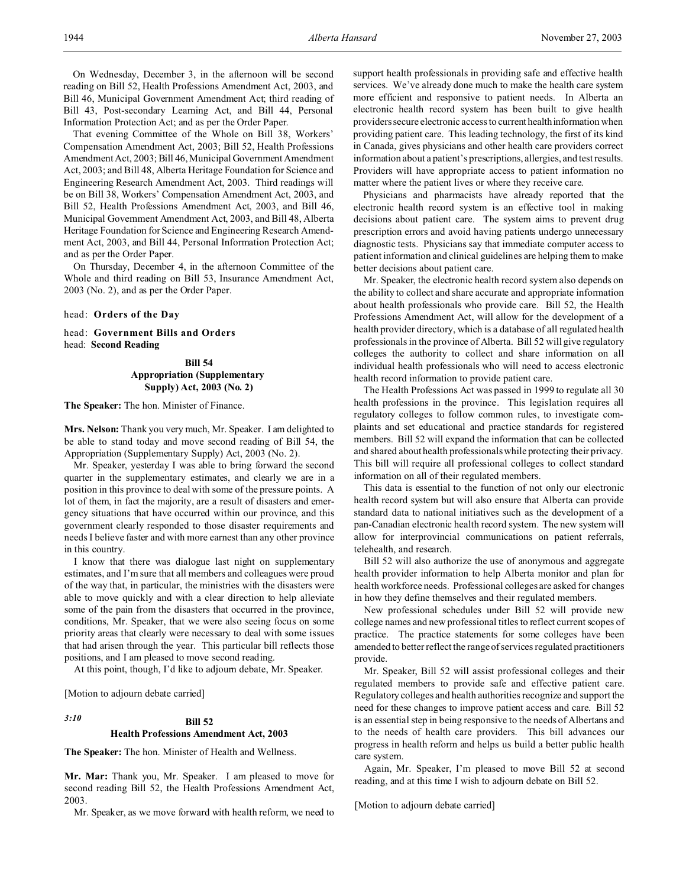On Wednesday, December 3, in the afternoon will be second reading on Bill 52, Health Professions Amendment Act, 2003, and Bill 46, Municipal Government Amendment Act; third reading of Bill 43, Post-secondary Learning Act, and Bill 44, Personal Information Protection Act; and as per the Order Paper.

That evening Committee of the Whole on Bill 38, Workers' Compensation Amendment Act, 2003; Bill 52, Health Professions Amendment Act, 2003; Bill 46, Municipal Government Amendment Act, 2003; and Bill 48, Alberta Heritage Foundation for Science and Engineering Research Amendment Act, 2003. Third readings will be on Bill 38, Workers' Compensation Amendment Act, 2003, and Bill 52, Health Professions Amendment Act, 2003, and Bill 46, Municipal Government Amendment Act, 2003, and Bill 48, Alberta Heritage Foundation for Science and Engineering Research Amendment Act, 2003, and Bill 44, Personal Information Protection Act; and as per the Order Paper.

On Thursday, December 4, in the afternoon Committee of the Whole and third reading on Bill 53, Insurance Amendment Act, 2003 (No. 2), and as per the Order Paper.

head: **Orders of the Day**

head: **Government Bills and Orders**
head: **Second Reading**

### Bill 54
### Appropriation (Supplementary Supply) Act, 2003 (No. 2)

**The Speaker:** The hon. Minister of Finance.

**Mrs. Nelson:** Thank you very much, Mr. Speaker. I am delighted to be able to stand today and move second reading of Bill 54, the Appropriation (Supplementary Supply) Act, 2003 (No. 2).

Mr. Speaker, yesterday I was able to bring forward the second quarter in the supplementary estimates, and clearly we are in a position in this province to deal with some of the pressure points. A lot of them, in fact the majority, are a result of disasters and emergency situations that have occurred within our province, and this government clearly responded to those disaster requirements and needs I believe faster and with more earnest than any other province in this country.

I know that there was dialogue last night on supplementary estimates, and I'm sure that all members and colleagues were proud of the way that, in particular, the ministries with the disasters were able to move quickly and with a clear direction to help alleviate some of the pain from the disasters that occurred in the province, conditions, Mr. Speaker, that we were also seeing focus on some priority areas that clearly were necessary to deal with some issues that had arisen through the year. This particular bill reflects those positions, and I am pleased to move second reading.

At this point, though, I'd like to adjourn debate, Mr. Speaker.

[Motion to adjourn debate carried]

*3:10*

### Bill 52
### Health Professions Amendment Act, 2003

**The Speaker:** The hon. Minister of Health and Wellness.

**Mr. Mar:** Thank you, Mr. Speaker. I am pleased to move for second reading Bill 52, the Health Professions Amendment Act, 2003.

Mr. Speaker, as we move forward with health reform, we need to support health professionals in providing safe and effective health services. We've already done much to make the health care system more efficient and responsive to patient needs. In Alberta an electronic health record system has been built to give health providers secure electronic access to current health information when providing patient care. This leading technology, the first of its kind in Canada, gives physicians and other health care providers correct information about a patient's prescriptions, allergies, and test results. Providers will have appropriate access to patient information no matter where the patient lives or where they receive care.

Physicians and pharmacists have already reported that the electronic health record system is an effective tool in making decisions about patient care. The system aims to prevent drug prescription errors and avoid having patients undergo unnecessary diagnostic tests. Physicians say that immediate computer access to patient information and clinical guidelines are helping them to make better decisions about patient care.

Mr. Speaker, the electronic health record system also depends on the ability to collect and share accurate and appropriate information about health professionals who provide care. Bill 52, the Health Professions Amendment Act, will allow for the development of a health provider directory, which is a database of all regulated health professionals in the province of Alberta. Bill 52 will give regulatory colleges the authority to collect and share information on all individual health professionals who will need to access electronic health record information to provide patient care.

The Health Professions Act was passed in 1999 to regulate all 30 health professions in the province. This legislation requires all regulatory colleges to follow common rules, to investigate complaints and set educational and practice standards for registered members. Bill 52 will expand the information that can be collected and shared about health professionals while protecting their privacy. This bill will require all professional colleges to collect standard information on all of their regulated members.

This data is essential to the function of not only our electronic health record system but will also ensure that Alberta can provide standard data to national initiatives such as the development of a pan-Canadian electronic health record system. The new system will allow for interprovincial communications on patient referrals, telehealth, and research.

Bill 52 will also authorize the use of anonymous and aggregate health provider information to help Alberta monitor and plan for health workforce needs. Professional colleges are asked for changes in how they define themselves and their regulated members.

New professional schedules under Bill 52 will provide new college names and new professional titles to reflect current scopes of practice. The practice statements for some colleges have been amended to better reflect the range of services regulated practitioners provide.

Mr. Speaker, Bill 52 will assist professional colleges and their regulated members to provide safe and effective patient care. Regulatory colleges and health authorities recognize and support the need for these changes to improve patient access and care. Bill 52 is an essential step in being responsive to the needs of Albertans and to the needs of health care providers. This bill advances our progress in health reform and helps us build a better public health care system.

Again, Mr. Speaker, I'm pleased to move Bill 52 at second reading, and at this time I wish to adjourn debate on Bill 52.

[Motion to adjourn debate carried]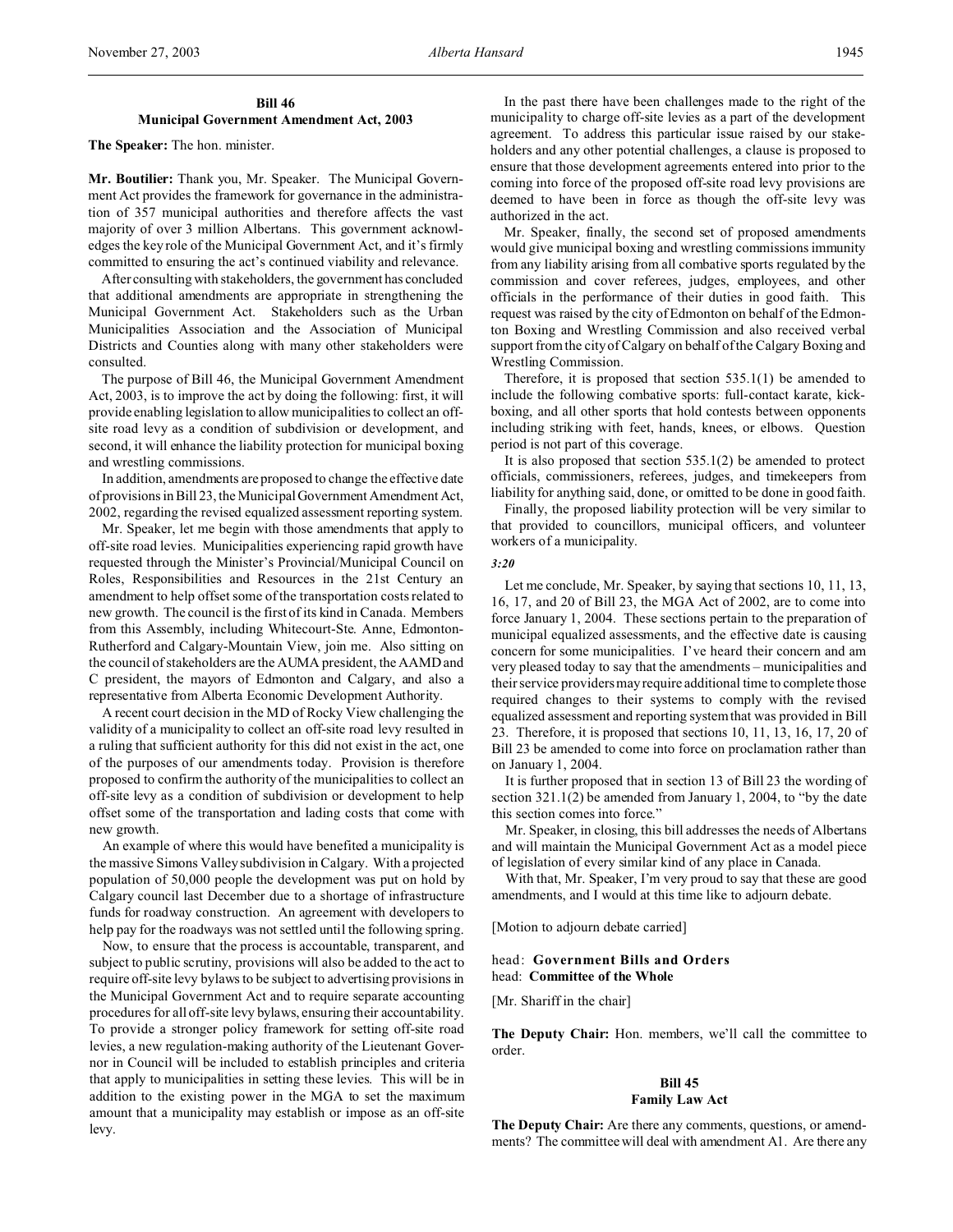**Bill 46**
**Municipal Government Amendment Act, 2003**

**The Speaker:** The hon. minister.

**Mr. Boutilier:** Thank you, Mr. Speaker. The Municipal Government Act provides the framework for governance in the administration of 357 municipal authorities and therefore affects the vast majority of over 3 million Albertans. This government acknowledges the key role of the Municipal Government Act, and it's firmly committed to ensuring the act's continued viability and relevance.

After consulting with stakeholders, the government has concluded that additional amendments are appropriate in strengthening the Municipal Government Act. Stakeholders such as the Urban Municipalities Association and the Association of Municipal Districts and Counties along with many other stakeholders were consulted.

The purpose of Bill 46, the Municipal Government Amendment Act, 2003, is to improve the act by doing the following: first, it will provide enabling legislation to allow municipalities to collect an off-site road levy as a condition of subdivision or development, and second, it will enhance the liability protection for municipal boxing and wrestling commissions.

In addition, amendments are proposed to change the effective date of provisions in Bill 23, the Municipal Government Amendment Act, 2002, regarding the revised equalized assessment reporting system.

Mr. Speaker, let me begin with those amendments that apply to off-site road levies. Municipalities experiencing rapid growth have requested through the Minister's Provincial/Municipal Council on Roles, Responsibilities and Resources in the 21st Century an amendment to help offset some of the transportation costs related to new growth. The council is the first of its kind in Canada. Members from this Assembly, including Whitecourt-Ste. Anne, Edmonton-Rutherford and Calgary-Mountain View, join me. Also sitting on the council of stakeholders are the AUMA president, the AAMD and C president, the mayors of Edmonton and Calgary, and also a representative from Alberta Economic Development Authority.

A recent court decision in the MD of Rocky View challenging the validity of a municipality to collect an off-site road levy resulted in a ruling that sufficient authority for this did not exist in the act, one of the purposes of our amendments today. Provision is therefore proposed to confirm the authority of the municipalities to collect an off-site levy as a condition of subdivision or development to help offset some of the transportation and lading costs that come with new growth.

An example of where this would have benefited a municipality is the massive Simons Valley subdivision in Calgary. With a projected population of 50,000 people the development was put on hold by Calgary council last December due to a shortage of infrastructure funds for roadway construction. An agreement with developers to help pay for the roadways was not settled until the following spring.

Now, to ensure that the process is accountable, transparent, and subject to public scrutiny, provisions will also be added to the act to require off-site levy bylaws to be subject to advertising provisions in the Municipal Government Act and to require separate accounting procedures for all off-site levy bylaws, ensuring their accountability. To provide a stronger policy framework for setting off-site road levies, a new regulation-making authority of the Lieutenant Governor in Council will be included to establish principles and criteria that apply to municipalities in setting these levies. This will be in addition to the existing power in the MGA to set the maximum amount that a municipality may establish or impose as an off-site levy.

In the past there have been challenges made to the right of the municipality to charge off-site levies as a part of the development agreement. To address this particular issue raised by our stakeholders and any other potential challenges, a clause is proposed to ensure that those development agreements entered into prior to the coming into force of the proposed off-site road levy provisions are deemed to have been in force as though the off-site levy was authorized in the act.

Mr. Speaker, finally, the second set of proposed amendments would give municipal boxing and wrestling commissions immunity from any liability arising from all combative sports regulated by the commission and cover referees, judges, employees, and other officials in the performance of their duties in good faith. This request was raised by the city of Edmonton on behalf of the Edmonton Boxing and Wrestling Commission and also received verbal support from the city of Calgary on behalf of the Calgary Boxing and Wrestling Commission.

Therefore, it is proposed that section 535.1(1) be amended to include the following combative sports: full-contact karate, kickboxing, and all other sports that hold contests between opponents including striking with feet, hands, knees, or elbows. Question period is not part of this coverage.

It is also proposed that section 535.1(2) be amended to protect officials, commissioners, referees, judges, and timekeepers from liability for anything said, done, or omitted to be done in good faith.

Finally, the proposed liability protection will be very similar to that provided to councillors, municipal officers, and volunteer workers of a municipality.

*3:20*

Let me conclude, Mr. Speaker, by saying that sections 10, 11, 13, 16, 17, and 20 of Bill 23, the MGA Act of 2002, are to come into force January 1, 2004. These sections pertain to the preparation of municipal equalized assessments, and the effective date is causing concern for some municipalities. I've heard their concern and am very pleased today to say that the amendments – municipalities and their service providers may require additional time to complete those required changes to their systems to comply with the revised equalized assessment and reporting system that was provided in Bill 23. Therefore, it is proposed that sections 10, 11, 13, 16, 17, 20 of Bill 23 be amended to come into force on proclamation rather than on January 1, 2004.

It is further proposed that in section 13 of Bill 23 the wording of section 321.1(2) be amended from January 1, 2004, to "by the date this section comes into force."

Mr. Speaker, in closing, this bill addresses the needs of Albertans and will maintain the Municipal Government Act as a model piece of legislation of every similar kind of any place in Canada.

With that, Mr. Speaker, I'm very proud to say that these are good amendments, and I would at this time like to adjourn debate.

[Motion to adjourn debate carried]

head: **Government Bills and Orders**
head: **Committee of the Whole**

[Mr. Shariff in the chair]

**The Deputy Chair:** Hon. members, we'll call the committee to order.

**Bill 45**
**Family Law Act**

**The Deputy Chair:** Are there any comments, questions, or amendments? The committee will deal with amendment A1. Are there any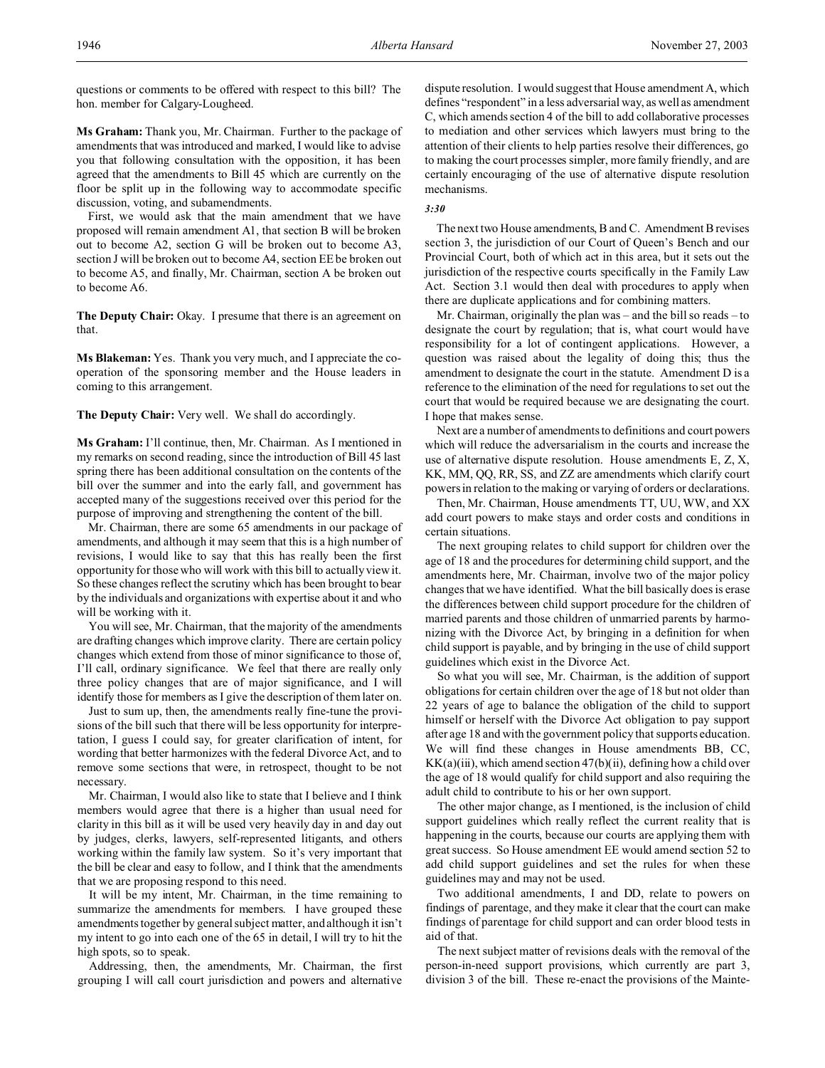questions or comments to be offered with respect to this bill? The hon. member for Calgary-Lougheed.

**Ms Graham:** Thank you, Mr. Chairman. Further to the package of amendments that was introduced and marked, I would like to advise you that following consultation with the opposition, it has been agreed that the amendments to Bill 45 which are currently on the floor be split up in the following way to accommodate specific discussion, voting, and subamendments.

First, we would ask that the main amendment that we have proposed will remain amendment A1, that section B will be broken out to become A2, section G will be broken out to become A3, section J will be broken out to become A4, section EE be broken out to become A5, and finally, Mr. Chairman, section A be broken out to become A6.

**The Deputy Chair:** Okay. I presume that there is an agreement on that.

**Ms Blakeman:** Yes. Thank you very much, and I appreciate the co-operation of the sponsoring member and the House leaders in coming to this arrangement.

**The Deputy Chair:** Very well. We shall do accordingly.

**Ms Graham:** I'll continue, then, Mr. Chairman. As I mentioned in my remarks on second reading, since the introduction of Bill 45 last spring there has been additional consultation on the contents of the bill over the summer and into the early fall, and government has accepted many of the suggestions received over this period for the purpose of improving and strengthening the content of the bill.

Mr. Chairman, there are some 65 amendments in our package of amendments, and although it may seem that this is a high number of revisions, I would like to say that this has really been the first opportunity for those who will work with this bill to actually view it. So these changes reflect the scrutiny which has been brought to bear by the individuals and organizations with expertise about it and who will be working with it.

You will see, Mr. Chairman, that the majority of the amendments are drafting changes which improve clarity. There are certain policy changes which extend from those of minor significance to those of, I'll call, ordinary significance. We feel that there are really only three policy changes that are of major significance, and I will identify those for members as I give the description of them later on.

Just to sum up, then, the amendments really fine-tune the provisions of the bill such that there will be less opportunity for interpretation, I guess I could say, for greater clarification of intent, for wording that better harmonizes with the federal Divorce Act, and to remove some sections that were, in retrospect, thought to be not necessary.

Mr. Chairman, I would also like to state that I believe and I think members would agree that there is a higher than usual need for clarity in this bill as it will be used very heavily day in and day out by judges, clerks, lawyers, self-represented litigants, and others working within the family law system. So it's very important that the bill be clear and easy to follow, and I think that the amendments that we are proposing respond to this need.

It will be my intent, Mr. Chairman, in the time remaining to summarize the amendments for members. I have grouped these amendments together by general subject matter, and although it isn't my intent to go into each one of the 65 in detail, I will try to hit the high spots, so to speak.

Addressing, then, the amendments, Mr. Chairman, the first grouping I will call court jurisdiction and powers and alternative dispute resolution. I would suggest that House amendment A, which defines "respondent" in a less adversarial way, as well as amendment C, which amends section 4 of the bill to add collaborative processes to mediation and other services which lawyers must bring to the attention of their clients to help parties resolve their differences, go to making the court processes simpler, more family friendly, and are certainly encouraging of the use of alternative dispute resolution mechanisms.

*3:30*

The next two House amendments, B and C. Amendment B revises section 3, the jurisdiction of our Court of Queen's Bench and our Provincial Court, both of which act in this area, but it sets out the jurisdiction of the respective courts specifically in the Family Law Act. Section 3.1 would then deal with procedures to apply when there are duplicate applications and for combining matters.

Mr. Chairman, originally the plan was – and the bill so reads – to designate the court by regulation; that is, what court would have responsibility for a lot of contingent applications. However, a question was raised about the legality of doing this; thus the amendment to designate the court in the statute. Amendment D is a reference to the elimination of the need for regulations to set out the court that would be required because we are designating the court. I hope that makes sense.

Next are a number of amendments to definitions and court powers which will reduce the adversarialism in the courts and increase the use of alternative dispute resolution. House amendments E, Z, X, KK, MM, QQ, RR, SS, and ZZ are amendments which clarify court powers in relation to the making or varying of orders or declarations.

Then, Mr. Chairman, House amendments TT, UU, WW, and XX add court powers to make stays and order costs and conditions in certain situations.

The next grouping relates to child support for children over the age of 18 and the procedures for determining child support, and the amendments here, Mr. Chairman, involve two of the major policy changes that we have identified. What the bill basically does is erase the differences between child support procedure for the children of married parents and those children of unmarried parents by harmonizing with the Divorce Act, by bringing in a definition for when child support is payable, and by bringing in the use of child support guidelines which exist in the Divorce Act.

So what you will see, Mr. Chairman, is the addition of support obligations for certain children over the age of 18 but not older than 22 years of age to balance the obligation of the child to support himself or herself with the Divorce Act obligation to pay support after age 18 and with the government policy that supports education. We will find these changes in House amendments BB, CC, KK(a)(iii), which amend section 47(b)(ii), defining how a child over the age of 18 would qualify for child support and also requiring the adult child to contribute to his or her own support.

The other major change, as I mentioned, is the inclusion of child support guidelines which really reflect the current reality that is happening in the courts, because our courts are applying them with great success. So House amendment EE would amend section 52 to add child support guidelines and set the rules for when these guidelines may and may not be used.

Two additional amendments, I and DD, relate to powers on findings of parentage, and they make it clear that the court can make findings of parentage for child support and can order blood tests in aid of that.

The next subject matter of revisions deals with the removal of the person-in-need support provisions, which currently are part 3, division 3 of the bill. These re-enact the provisions of the Mainte-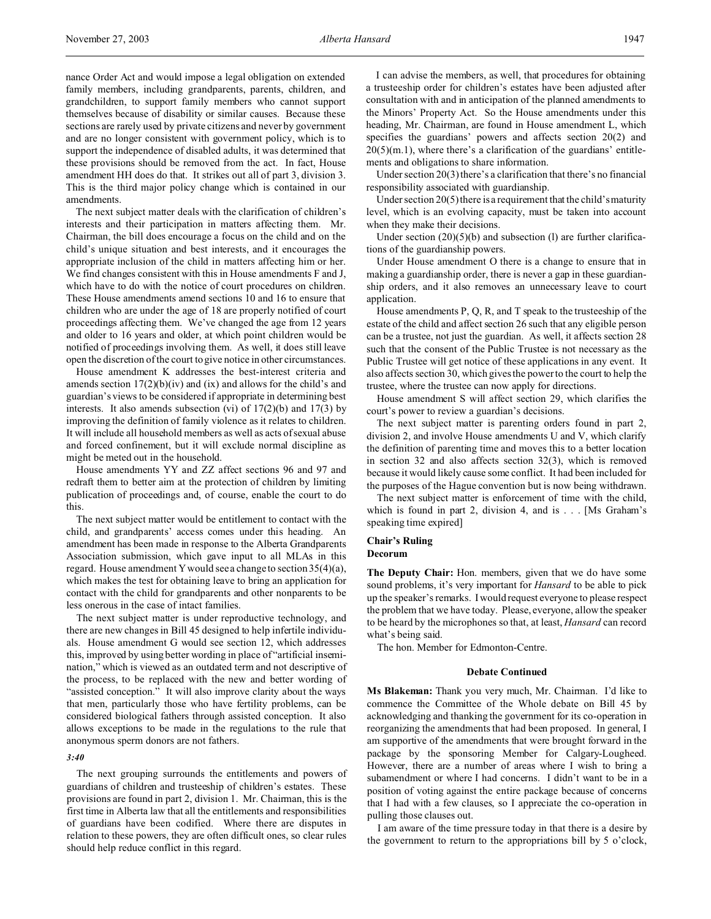nance Order Act and would impose a legal obligation on extended family members, including grandparents, parents, children, and grandchildren, to support family members who cannot support themselves because of disability or similar causes. Because these sections are rarely used by private citizens and never by government and are no longer consistent with government policy, which is to support the independence of disabled adults, it was determined that these provisions should be removed from the act. In fact, House amendment HH does do that. It strikes out all of part 3, division 3. This is the third major policy change which is contained in our amendments.

The next subject matter deals with the clarification of children's interests and their participation in matters affecting them. Mr. Chairman, the bill does encourage a focus on the child and on the child's unique situation and best interests, and it encourages the appropriate inclusion of the child in matters affecting him or her. We find changes consistent with this in House amendments F and J, which have to do with the notice of court procedures on children. These House amendments amend sections 10 and 16 to ensure that children who are under the age of 18 are properly notified of court proceedings affecting them. We've changed the age from 12 years and older to 16 years and older, at which point children would be notified of proceedings involving them. As well, it does still leave open the discretion of the court to give notice in other circumstances.

House amendment K addresses the best-interest criteria and amends section 17(2)(b)(iv) and (ix) and allows for the child's and guardian's views to be considered if appropriate in determining best interests. It also amends subsection (vi) of 17(2)(b) and 17(3) by improving the definition of family violence as it relates to children. It will include all household members as well as acts of sexual abuse and forced confinement, but it will exclude normal discipline as might be meted out in the household.

House amendments YY and ZZ affect sections 96 and 97 and redraft them to better aim at the protection of children by limiting publication of proceedings and, of course, enable the court to do this.

The next subject matter would be entitlement to contact with the child, and grandparents' access comes under this heading. An amendment has been made in response to the Alberta Grandparents Association submission, which gave input to all MLAs in this regard. House amendment Y would see a change to section 35(4)(a), which makes the test for obtaining leave to bring an application for contact with the child for grandparents and other nonparents to be less onerous in the case of intact families.

The next subject matter is under reproductive technology, and there are new changes in Bill 45 designed to help infertile individuals. House amendment G would see section 12, which addresses this, improved by using better wording in place of "artificial insemination," which is viewed as an outdated term and not descriptive of the process, to be replaced with the new and better wording of "assisted conception." It will also improve clarity about the ways that men, particularly those who have fertility problems, can be considered biological fathers through assisted conception. It also allows exceptions to be made in the regulations to the rule that anonymous sperm donors are not fathers.

*3:40*

The next grouping surrounds the entitlements and powers of guardians of children and trusteeship of children's estates. These provisions are found in part 2, division 1. Mr. Chairman, this is the first time in Alberta law that all the entitlements and responsibilities of guardians have been codified. Where there are disputes in relation to these powers, they are often difficult ones, so clear rules should help reduce conflict in this regard.

I can advise the members, as well, that procedures for obtaining a trusteeship order for children's estates have been adjusted after consultation with and in anticipation of the planned amendments to the Minors' Property Act. So the House amendments under this heading, Mr. Chairman, are found in House amendment L, which specifies the guardians' powers and affects section 20(2) and 20(5)(m.1), where there's a clarification of the guardians' entitlements and obligations to share information.

Under section 20(3) there's a clarification that there's no financial responsibility associated with guardianship.

Under section 20(5) there is a requirement that the child's maturity level, which is an evolving capacity, must be taken into account when they make their decisions.

Under section (20)(5)(b) and subsection (l) are further clarifications of the guardianship powers.

Under House amendment O there is a change to ensure that in making a guardianship order, there is never a gap in these guardianship orders, and it also removes an unnecessary leave to court application.

House amendments P, Q, R, and T speak to the trusteeship of the estate of the child and affect section 26 such that any eligible person can be a trustee, not just the guardian. As well, it affects section 28 such that the consent of the Public Trustee is not necessary as the Public Trustee will get notice of these applications in any event. It also affects section 30, which gives the power to the court to help the trustee, where the trustee can now apply for directions.

House amendment S will affect section 29, which clarifies the court's power to review a guardian's decisions.

The next subject matter is parenting orders found in part 2, division 2, and involve House amendments U and V, which clarify the definition of parenting time and moves this to a better location in section 32 and also affects section 32(3), which is removed because it would likely cause some conflict. It had been included for the purposes of the Hague convention but is now being withdrawn.

The next subject matter is enforcement of time with the child, which is found in part 2, division 4, and is . . . [Ms Graham's speaking time expired]

## Chair's Ruling
## Decorum

**The Deputy Chair:** Hon. members, given that we do have some sound problems, it's very important for *Hansard* to be able to pick up the speaker's remarks. I would request everyone to please respect the problem that we have today. Please, everyone, allow the speaker to be heard by the microphones so that, at least, *Hansard* can record what's being said.

The hon. Member for Edmonton-Centre.

### Debate Continued

**Ms Blakeman:** Thank you very much, Mr. Chairman. I'd like to commence the Committee of the Whole debate on Bill 45 by acknowledging and thanking the government for its co-operation in reorganizing the amendments that had been proposed. In general, I am supportive of the amendments that were brought forward in the package by the sponsoring Member for Calgary-Lougheed. However, there are a number of areas where I wish to bring a subamendment or where I had concerns. I didn't want to be in a position of voting against the entire package because of concerns that I had with a few clauses, so I appreciate the co-operation in pulling those clauses out.

I am aware of the time pressure today in that there is a desire by the government to return to the appropriations bill by 5 o'clock,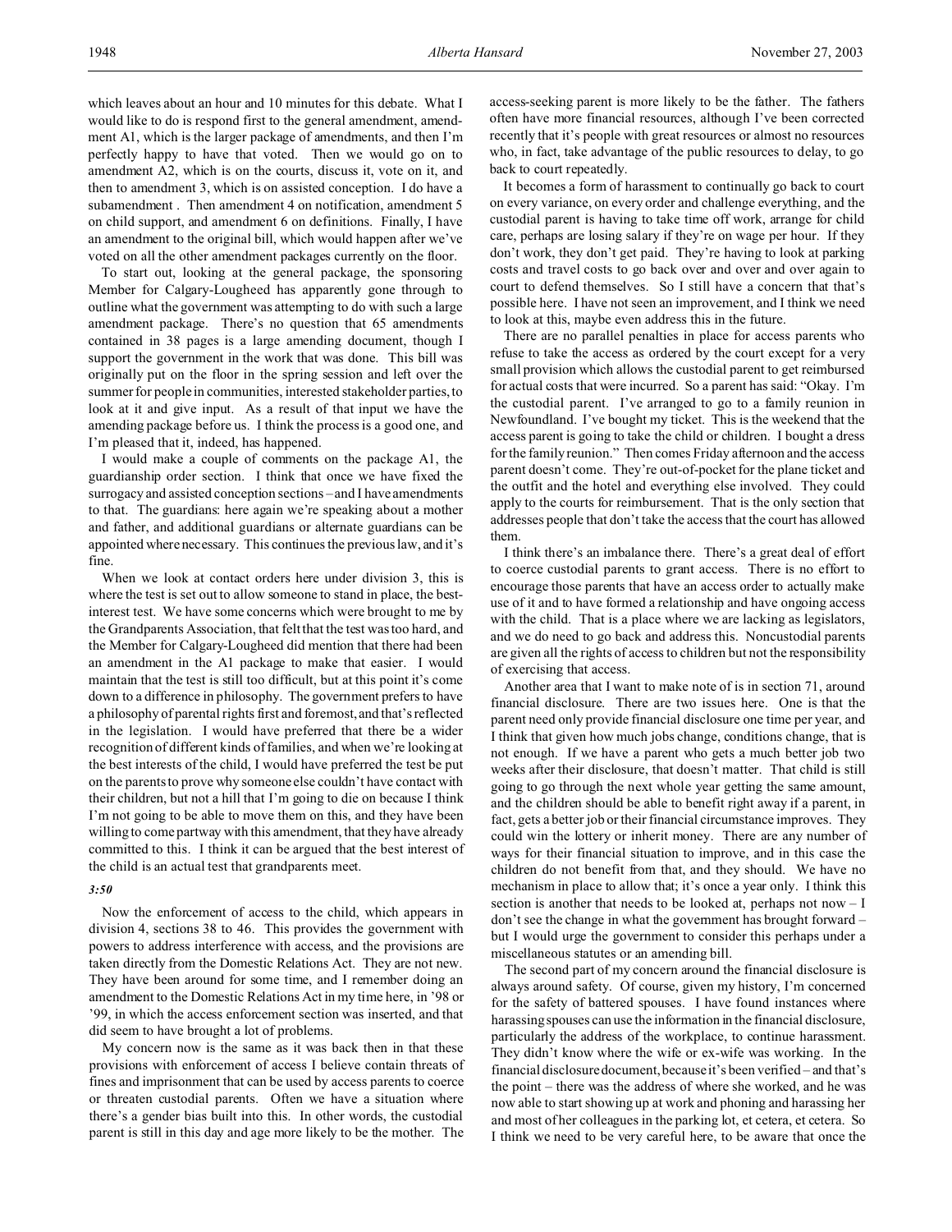which leaves about an hour and 10 minutes for this debate. What I would like to do is respond first to the general amendment, amendment A1, which is the larger package of amendments, and then I'm perfectly happy to have that voted. Then we would go on to amendment A2, which is on the courts, discuss it, vote on it, and then to amendment 3, which is on assisted conception. I do have a subamendment . Then amendment 4 on notification, amendment 5 on child support, and amendment 6 on definitions. Finally, I have an amendment to the original bill, which would happen after we've voted on all the other amendment packages currently on the floor.

To start out, looking at the general package, the sponsoring Member for Calgary-Lougheed has apparently gone through to outline what the government was attempting to do with such a large amendment package. There's no question that 65 amendments contained in 38 pages is a large amending document, though I support the government in the work that was done. This bill was originally put on the floor in the spring session and left over the summer for people in communities, interested stakeholder parties, to look at it and give input. As a result of that input we have the amending package before us. I think the process is a good one, and I'm pleased that it, indeed, has happened.

I would make a couple of comments on the package A1, the guardianship order section. I think that once we have fixed the surrogacy and assisted conception sections – and I have amendments to that. The guardians: here again we're speaking about a mother and father, and additional guardians or alternate guardians can be appointed where necessary. This continues the previous law, and it's fine.

When we look at contact orders here under division 3, this is where the test is set out to allow someone to stand in place, the best-interest test. We have some concerns which were brought to me by the Grandparents Association, that felt that the test was too hard, and the Member for Calgary-Lougheed did mention that there had been an amendment in the A1 package to make that easier. I would maintain that the test is still too difficult, but at this point it's come down to a difference in philosophy. The government prefers to have a philosophy of parental rights first and foremost, and that's reflected in the legislation. I would have preferred that there be a wider recognition of different kinds of families, and when we're looking at the best interests of the child, I would have preferred the test be put on the parents to prove why someone else couldn't have contact with their children, but not a hill that I'm going to die on because I think I'm not going to be able to move them on this, and they have been willing to come partway with this amendment, that they have already committed to this. I think it can be argued that the best interest of the child is an actual test that grandparents meet.

*3:50*

Now the enforcement of access to the child, which appears in division 4, sections 38 to 46. This provides the government with powers to address interference with access, and the provisions are taken directly from the Domestic Relations Act. They are not new. They have been around for some time, and I remember doing an amendment to the Domestic Relations Act in my time here, in '98 or '99, in which the access enforcement section was inserted, and that did seem to have brought a lot of problems.

My concern now is the same as it was back then in that these provisions with enforcement of access I believe contain threats of fines and imprisonment that can be used by access parents to coerce or threaten custodial parents. Often we have a situation where there's a gender bias built into this. In other words, the custodial parent is still in this day and age more likely to be the mother. The access-seeking parent is more likely to be the father. The fathers often have more financial resources, although I've been corrected recently that it's people with great resources or almost no resources who, in fact, take advantage of the public resources to delay, to go back to court repeatedly.

It becomes a form of harassment to continually go back to court on every variance, on every order and challenge everything, and the custodial parent is having to take time off work, arrange for child care, perhaps are losing salary if they're on wage per hour. If they don't work, they don't get paid. They're having to look at parking costs and travel costs to go back over and over and over again to court to defend themselves. So I still have a concern that that's possible here. I have not seen an improvement, and I think we need to look at this, maybe even address this in the future.

There are no parallel penalties in place for access parents who refuse to take the access as ordered by the court except for a very small provision which allows the custodial parent to get reimbursed for actual costs that were incurred. So a parent has said: "Okay. I'm the custodial parent. I've arranged to go to a family reunion in Newfoundland. I've bought my ticket. This is the weekend that the access parent is going to take the child or children. I bought a dress for the family reunion." Then comes Friday afternoon and the access parent doesn't come. They're out-of-pocket for the plane ticket and the outfit and the hotel and everything else involved. They could apply to the courts for reimbursement. That is the only section that addresses people that don't take the access that the court has allowed them.

I think there's an imbalance there. There's a great deal of effort to coerce custodial parents to grant access. There is no effort to encourage those parents that have an access order to actually make use of it and to have formed a relationship and have ongoing access with the child. That is a place where we are lacking as legislators, and we do need to go back and address this. Noncustodial parents are given all the rights of access to children but not the responsibility of exercising that access.

Another area that I want to make note of is in section 71, around financial disclosure. There are two issues here. One is that the parent need only provide financial disclosure one time per year, and I think that given how much jobs change, conditions change, that is not enough. If we have a parent who gets a much better job two weeks after their disclosure, that doesn't matter. That child is still going to go through the next whole year getting the same amount, and the children should be able to benefit right away if a parent, in fact, gets a better job or their financial circumstance improves. They could win the lottery or inherit money. There are any number of ways for their financial situation to improve, and in this case the children do not benefit from that, and they should. We have no mechanism in place to allow that; it's once a year only. I think this section is another that needs to be looked at, perhaps not now – I don't see the change in what the government has brought forward – but I would urge the government to consider this perhaps under a miscellaneous statutes or an amending bill.

The second part of my concern around the financial disclosure is always around safety. Of course, given my history, I'm concerned for the safety of battered spouses. I have found instances where harassing spouses can use the information in the financial disclosure, particularly the address of the workplace, to continue harassment. They didn't know where the wife or ex-wife was working. In the financial disclosure document, because it's been verified – and that's the point – there was the address of where she worked, and he was now able to start showing up at work and phoning and harassing her and most of her colleagues in the parking lot, et cetera, et cetera. So I think we need to be very careful here, to be aware that once the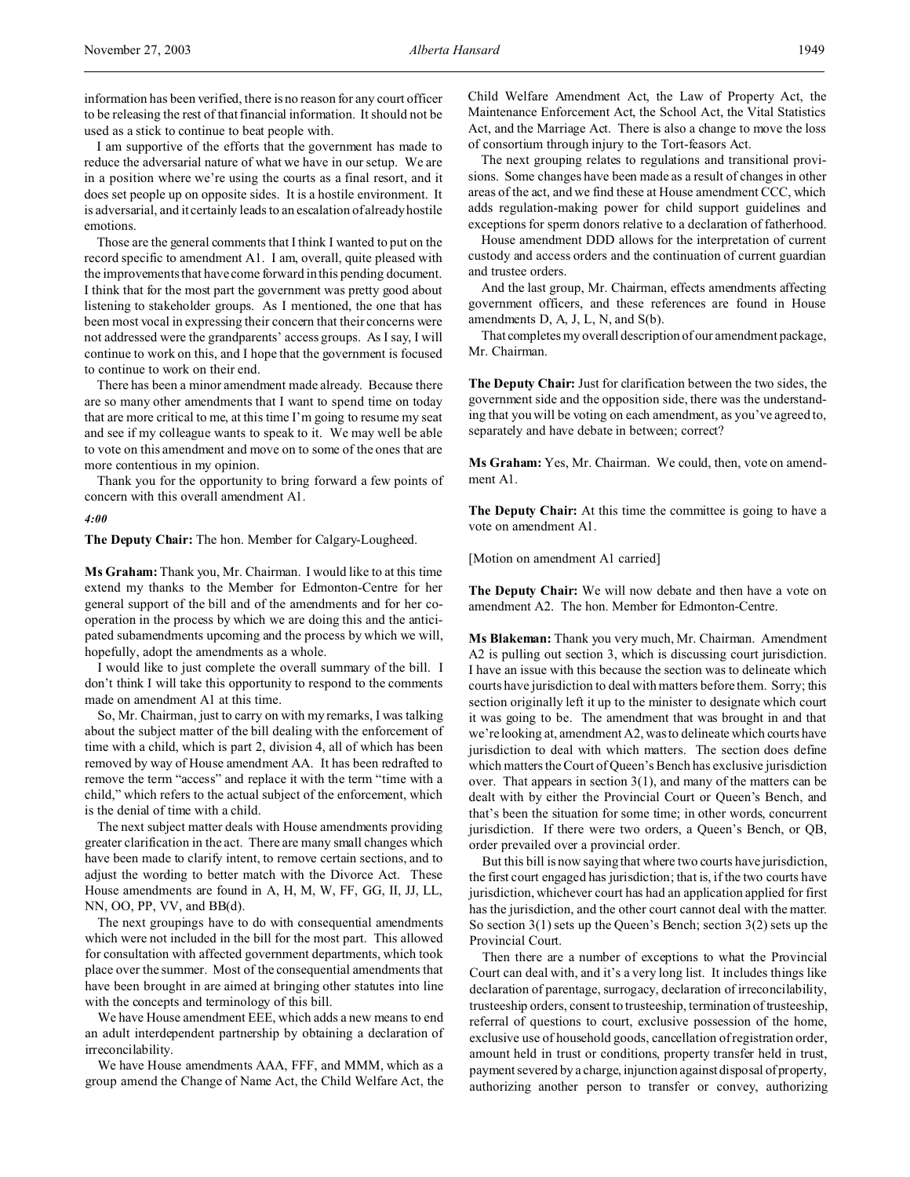information has been verified, there is no reason for any court officer to be releasing the rest of that financial information. It should not be used as a stick to continue to beat people with.

I am supportive of the efforts that the government has made to reduce the adversarial nature of what we have in our setup. We are in a position where we're using the courts as a final resort, and it does set people up on opposite sides. It is a hostile environment. It is adversarial, and it certainly leads to an escalation of already hostile emotions.

Those are the general comments that I think I wanted to put on the record specific to amendment A1. I am, overall, quite pleased with the improvements that have come forward in this pending document. I think that for the most part the government was pretty good about listening to stakeholder groups. As I mentioned, the one that has been most vocal in expressing their concern that their concerns were not addressed were the grandparents' access groups. As I say, I will continue to work on this, and I hope that the government is focused to continue to work on their end.

There has been a minor amendment made already. Because there are so many other amendments that I want to spend time on today that are more critical to me, at this time I'm going to resume my seat and see if my colleague wants to speak to it. We may well be able to vote on this amendment and move on to some of the ones that are more contentious in my opinion.

Thank you for the opportunity to bring forward a few points of concern with this overall amendment A1.

*4:00*

**The Deputy Chair:** The hon. Member for Calgary-Lougheed.

**Ms Graham:** Thank you, Mr. Chairman. I would like to at this time extend my thanks to the Member for Edmonton-Centre for her general support of the bill and of the amendments and for her co-operation in the process by which we are doing this and the anticipated subamendments upcoming and the process by which we will, hopefully, adopt the amendments as a whole.

I would like to just complete the overall summary of the bill. I don't think I will take this opportunity to respond to the comments made on amendment A1 at this time.

So, Mr. Chairman, just to carry on with my remarks, I was talking about the subject matter of the bill dealing with the enforcement of time with a child, which is part 2, division 4, all of which has been removed by way of House amendment AA. It has been redrafted to remove the term "access" and replace it with the term "time with a child," which refers to the actual subject of the enforcement, which is the denial of time with a child.

The next subject matter deals with House amendments providing greater clarification in the act. There are many small changes which have been made to clarify intent, to remove certain sections, and to adjust the wording to better match with the Divorce Act. These House amendments are found in A, H, M, W, FF, GG, II, JJ, LL, NN, OO, PP, VV, and BB(d).

The next groupings have to do with consequential amendments which were not included in the bill for the most part. This allowed for consultation with affected government departments, which took place over the summer. Most of the consequential amendments that have been brought in are aimed at bringing other statutes into line with the concepts and terminology of this bill.

We have House amendment EEE, which adds a new means to end an adult interdependent partnership by obtaining a declaration of irreconcilability.

We have House amendments AAA, FFF, and MMM, which as a group amend the Change of Name Act, the Child Welfare Act, the Child Welfare Amendment Act, the Law of Property Act, the Maintenance Enforcement Act, the School Act, the Vital Statistics Act, and the Marriage Act. There is also a change to move the loss of consortium through injury to the Tort-feasors Act.

The next grouping relates to regulations and transitional provisions. Some changes have been made as a result of changes in other areas of the act, and we find these at House amendment CCC, which adds regulation-making power for child support guidelines and exceptions for sperm donors relative to a declaration of fatherhood.

House amendment DDD allows for the interpretation of current custody and access orders and the continuation of current guardian and trustee orders.

And the last group, Mr. Chairman, effects amendments affecting government officers, and these references are found in House amendments D, A, J, L, N, and S(b).

That completes my overall description of our amendment package, Mr. Chairman.

**The Deputy Chair:** Just for clarification between the two sides, the government side and the opposition side, there was the understanding that you will be voting on each amendment, as you've agreed to, separately and have debate in between; correct?

**Ms Graham:** Yes, Mr. Chairman. We could, then, vote on amendment A1.

**The Deputy Chair:** At this time the committee is going to have a vote on amendment A1.

[Motion on amendment A1 carried]

**The Deputy Chair:** We will now debate and then have a vote on amendment A2. The hon. Member for Edmonton-Centre.

**Ms Blakeman:** Thank you very much, Mr. Chairman. Amendment A2 is pulling out section 3, which is discussing court jurisdiction. I have an issue with this because the section was to delineate which courts have jurisdiction to deal with matters before them. Sorry; this section originally left it up to the minister to designate which court it was going to be. The amendment that was brought in and that we're looking at, amendment A2, was to delineate which courts have jurisdiction to deal with which matters. The section does define which matters the Court of Queen's Bench has exclusive jurisdiction over. That appears in section 3(1), and many of the matters can be dealt with by either the Provincial Court or Queen's Bench, and that's been the situation for some time; in other words, concurrent jurisdiction. If there were two orders, a Queen's Bench, or QB, order prevailed over a provincial order.

But this bill is now saying that where two courts have jurisdiction, the first court engaged has jurisdiction; that is, if the two courts have jurisdiction, whichever court has had an application applied for first has the jurisdiction, and the other court cannot deal with the matter. So section 3(1) sets up the Queen's Bench; section 3(2) sets up the Provincial Court.

Then there are a number of exceptions to what the Provincial Court can deal with, and it's a very long list. It includes things like declaration of parentage, surrogacy, declaration of irreconcilability, trusteeship orders, consent to trusteeship, termination of trusteeship, referral of questions to court, exclusive possession of the home, exclusive use of household goods, cancellation of registration order, amount held in trust or conditions, property transfer held in trust, payment severed by a charge, injunction against disposal of property, authorizing another person to transfer or convey, authorizing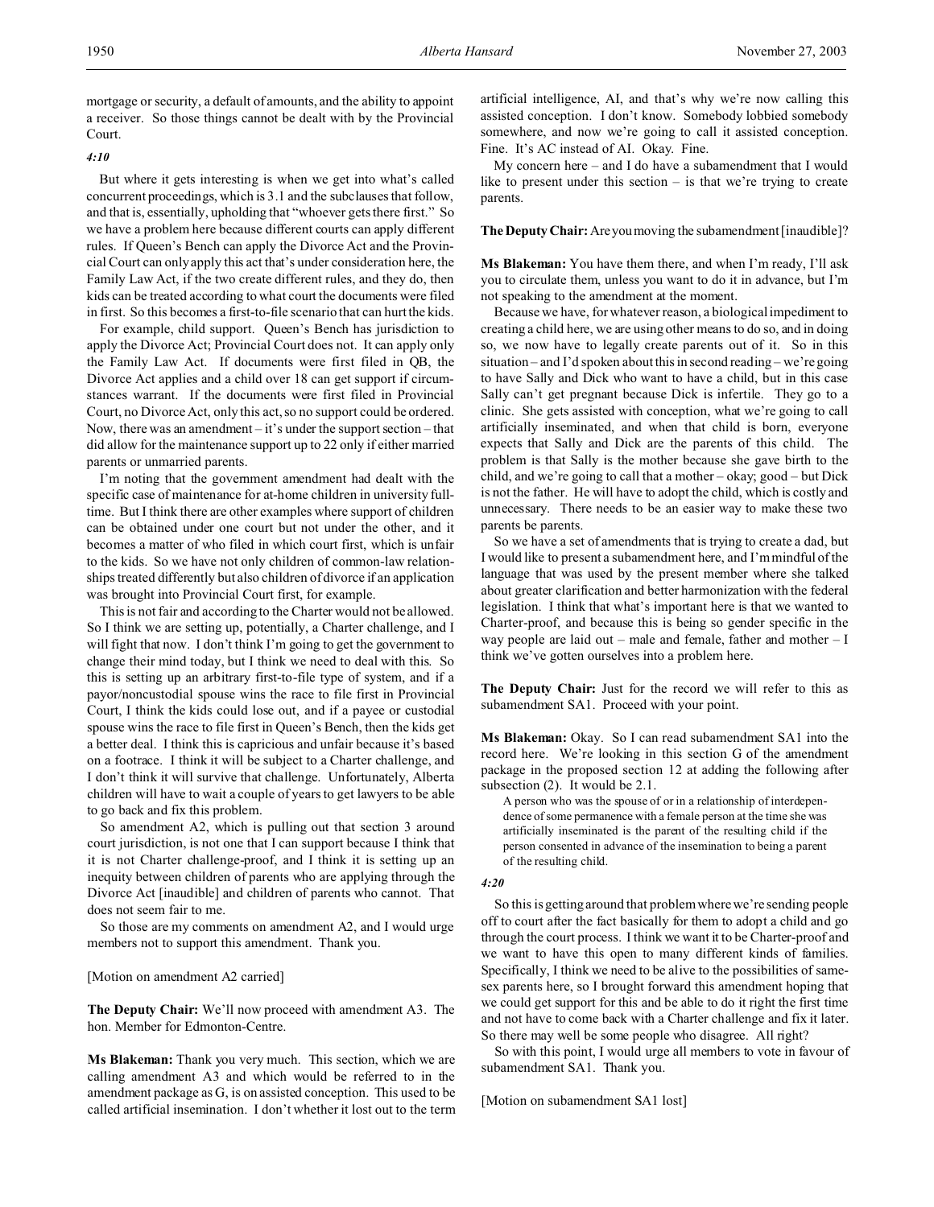mortgage or security, a default of amounts, and the ability to appoint a receiver. So those things cannot be dealt with by the Provincial Court.

*4:10*

But where it gets interesting is when we get into what's called concurrent proceedings, which is 3.1 and the subclauses that follow, and that is, essentially, upholding that "whoever gets there first." So we have a problem here because different courts can apply different rules. If Queen's Bench can apply the Divorce Act and the Provincial Court can only apply this act that's under consideration here, the Family Law Act, if the two create different rules, and they do, then kids can be treated according to what court the documents were filed in first. So this becomes a first-to-file scenario that can hurt the kids.

For example, child support. Queen's Bench has jurisdiction to apply the Divorce Act; Provincial Court does not. It can apply only the Family Law Act. If documents were first filed in QB, the Divorce Act applies and a child over 18 can get support if circumstances warrant. If the documents were first filed in Provincial Court, no Divorce Act, only this act, so no support could be ordered. Now, there was an amendment – it's under the support section – that did allow for the maintenance support up to 22 only if either married parents or unmarried parents.

I'm noting that the government amendment had dealt with the specific case of maintenance for at-home children in university full-time. But I think there are other examples where support of children can be obtained under one court but not under the other, and it becomes a matter of who filed in which court first, which is unfair to the kids. So we have not only children of common-law relationships treated differently but also children of divorce if an application was brought into Provincial Court first, for example.

This is not fair and according to the Charter would not be allowed. So I think we are setting up, potentially, a Charter challenge, and I will fight that now. I don't think I'm going to get the government to change their mind today, but I think we need to deal with this. So this is setting up an arbitrary first-to-file type of system, and if a payor/noncustodial spouse wins the race to file first in Provincial Court, I think the kids could lose out, and if a payee or custodial spouse wins the race to file first in Queen's Bench, then the kids get a better deal. I think this is capricious and unfair because it's based on a footrace. I think it will be subject to a Charter challenge, and I don't think it will survive that challenge. Unfortunately, Alberta children will have to wait a couple of years to get lawyers to be able to go back and fix this problem.

So amendment A2, which is pulling out that section 3 around court jurisdiction, is not one that I can support because I think that it is not Charter challenge-proof, and I think it is setting up an inequity between children of parents who are applying through the Divorce Act [inaudible] and children of parents who cannot. That does not seem fair to me.

So those are my comments on amendment A2, and I would urge members not to support this amendment. Thank you.

[Motion on amendment A2 carried]

**The Deputy Chair:** We'll now proceed with amendment A3. The hon. Member for Edmonton-Centre.

**Ms Blakeman:** Thank you very much. This section, which we are calling amendment A3 and which would be referred to in the amendment package as G, is on assisted conception. This used to be called artificial insemination. I don't whether it lost out to the term artificial intelligence, AI, and that's why we're now calling this assisted conception. I don't know. Somebody lobbied somebody somewhere, and now we're going to call it assisted conception. Fine. It's AC instead of AI. Okay. Fine.

My concern here – and I do have a subamendment that I would like to present under this section – is that we're trying to create parents.

**The Deputy Chair:** Are you moving the subamendment [inaudible]?

**Ms Blakeman:** You have them there, and when I'm ready, I'll ask you to circulate them, unless you want to do it in advance, but I'm not speaking to the amendment at the moment.

Because we have, for whatever reason, a biological impediment to creating a child here, we are using other means to do so, and in doing so, we now have to legally create parents out of it. So in this situation – and I'd spoken about this in second reading – we're going to have Sally and Dick who want to have a child, but in this case Sally can't get pregnant because Dick is infertile. They go to a clinic. She gets assisted with conception, what we're going to call artificially inseminated, and when that child is born, everyone expects that Sally and Dick are the parents of this child. The problem is that Sally is the mother because she gave birth to the child, and we're going to call that a mother – okay; good – but Dick is not the father. He will have to adopt the child, which is costly and unnecessary. There needs to be an easier way to make these two parents be parents.

So we have a set of amendments that is trying to create a dad, but I would like to present a subamendment here, and I'm mindful of the language that was used by the present member where she talked about greater clarification and better harmonization with the federal legislation. I think that what's important here is that we wanted to Charter-proof, and because this is being so gender specific in the way people are laid out – male and female, father and mother – I think we've gotten ourselves into a problem here.

**The Deputy Chair:** Just for the record we will refer to this as subamendment SA1. Proceed with your point.

**Ms Blakeman:** Okay. So I can read subamendment SA1 into the record here. We're looking in this section G of the amendment package in the proposed section 12 at adding the following after subsection (2). It would be 2.1.

> A person who was the spouse of or in a relationship of interdependence of some permanence with a female person at the time she was artificially inseminated is the parent of the resulting child if the person consented in advance of the insemination to being a parent of the resulting child.

*4:20*

So this is getting around that problem where we're sending people off to court after the fact basically for them to adopt a child and go through the court process. I think we want it to be Charter-proof and we want to have this open to many different kinds of families. Specifically, I think we need to be alive to the possibilities of same-sex parents here, so I brought forward this amendment hoping that we could get support for this and be able to do it right the first time and not have to come back with a Charter challenge and fix it later. So there may well be some people who disagree. All right?

So with this point, I would urge all members to vote in favour of subamendment SA1. Thank you.

[Motion on subamendment SA1 lost]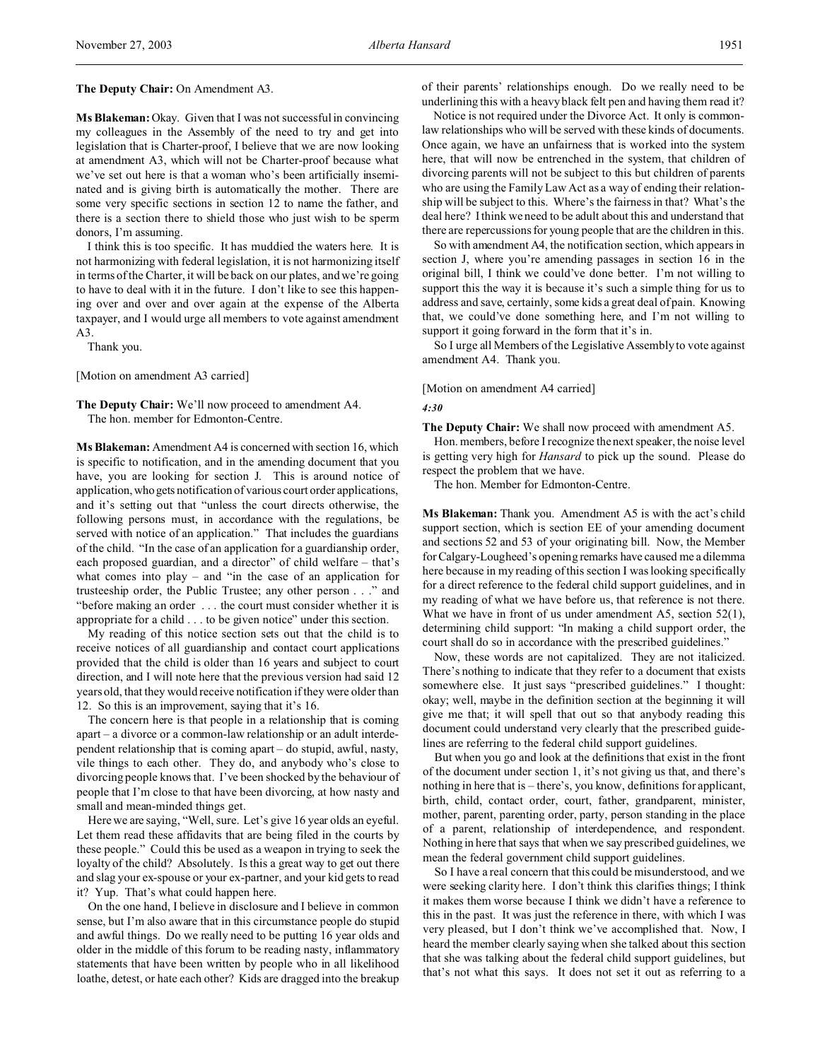**The Deputy Chair:** On Amendment A3.

**Ms Blakeman:** Okay. Given that I was not successful in convincing my colleagues in the Assembly of the need to try and get into legislation that is Charter-proof, I believe that we are now looking at amendment A3, which will not be Charter-proof because what we've set out here is that a woman who's been artificially inseminated and is giving birth is automatically the mother. There are some very specific sections in section 12 to name the father, and there is a section there to shield those who just wish to be sperm donors, I'm assuming.

I think this is too specific. It has muddied the waters here. It is not harmonizing with federal legislation, it is not harmonizing itself in terms of the Charter, it will be back on our plates, and we're going to have to deal with it in the future. I don't like to see this happening over and over and over again at the expense of the Alberta taxpayer, and I would urge all members to vote against amendment A3.

Thank you.

[Motion on amendment A3 carried]

**The Deputy Chair:** We'll now proceed to amendment A4.

The hon. member for Edmonton-Centre.

**Ms Blakeman:** Amendment A4 is concerned with section 16, which is specific to notification, and in the amending document that you have, you are looking for section J. This is around notice of application, who gets notification of various court order applications, and it's setting out that "unless the court directs otherwise, the following persons must, in accordance with the regulations, be served with notice of an application." That includes the guardians of the child. "In the case of an application for a guardianship order, each proposed guardian, and a director" of child welfare – that's what comes into play – and "in the case of an application for trusteeship order, the Public Trustee; any other person . . ." and "before making an order . . . the court must consider whether it is appropriate for a child . . . to be given notice" under this section.

My reading of this notice section sets out that the child is to receive notices of all guardianship and contact court applications provided that the child is older than 16 years and subject to court direction, and I will note here that the previous version had said 12 years old, that they would receive notification if they were older than 12. So this is an improvement, saying that it's 16.

The concern here is that people in a relationship that is coming apart – a divorce or a common-law relationship or an adult interdependent relationship that is coming apart – do stupid, awful, nasty, vile things to each other. They do, and anybody who's close to divorcing people knows that. I've been shocked by the behaviour of people that I'm close to that have been divorcing, at how nasty and small and mean-minded things get.

Here we are saying, "Well, sure. Let's give 16 year olds an eyeful. Let them read these affidavits that are being filed in the courts by these people." Could this be used as a weapon in trying to seek the loyalty of the child? Absolutely. Is this a great way to get out there and slag your ex-spouse or your ex-partner, and your kid gets to read it? Yup. That's what could happen here.

On the one hand, I believe in disclosure and I believe in common sense, but I'm also aware that in this circumstance people do stupid and awful things. Do we really need to be putting 16 year olds and older in the middle of this forum to be reading nasty, inflammatory statements that have been written by people who in all likelihood loathe, detest, or hate each other? Kids are dragged into the breakup of their parents' relationships enough. Do we really need to be underlining this with a heavy black felt pen and having them read it?

Notice is not required under the Divorce Act. It only is common-law relationships who will be served with these kinds of documents. Once again, we have an unfairness that is worked into the system here, that will now be entrenched in the system, that children of divorcing parents will not be subject to this but children of parents who are using the Family Law Act as a way of ending their relationship will be subject to this. Where's the fairness in that? What's the deal here? I think we need to be adult about this and understand that there are repercussions for young people that are the children in this.

So with amendment A4, the notification section, which appears in section J, where you're amending passages in section 16 in the original bill, I think we could've done better. I'm not willing to support this the way it is because it's such a simple thing for us to address and save, certainly, some kids a great deal of pain. Knowing that, we could've done something here, and I'm not willing to support it going forward in the form that it's in.

So I urge all Members of the Legislative Assembly to vote against amendment A4. Thank you.

[Motion on amendment A4 carried]

*4:30*

**The Deputy Chair:** We shall now proceed with amendment A5.

Hon. members, before I recognize the next speaker, the noise level is getting very high for *Hansard* to pick up the sound. Please do respect the problem that we have.

The hon. Member for Edmonton-Centre.

**Ms Blakeman:** Thank you. Amendment A5 is with the act's child support section, which is section EE of your amending document and sections 52 and 53 of your originating bill. Now, the Member for Calgary-Lougheed's opening remarks have caused me a dilemma here because in my reading of this section I was looking specifically for a direct reference to the federal child support guidelines, and in my reading of what we have before us, that reference is not there. What we have in front of us under amendment A5, section 52(1), determining child support: "In making a child support order, the court shall do so in accordance with the prescribed guidelines."

Now, these words are not capitalized. They are not italicized. There's nothing to indicate that they refer to a document that exists somewhere else. It just says "prescribed guidelines." I thought: okay; well, maybe in the definition section at the beginning it will give me that; it will spell that out so that anybody reading this document could understand very clearly that the prescribed guidelines are referring to the federal child support guidelines.

But when you go and look at the definitions that exist in the front of the document under section 1, it's not giving us that, and there's nothing in here that is – there's, you know, definitions for applicant, birth, child, contact order, court, father, grandparent, minister, mother, parent, parenting order, party, person standing in the place of a parent, relationship of interdependence, and respondent. Nothing in here that says that when we say prescribed guidelines, we mean the federal government child support guidelines.

So I have a real concern that this could be misunderstood, and we were seeking clarity here. I don't think this clarifies things; I think it makes them worse because I think we didn't have a reference to this in the past. It was just the reference in there, with which I was very pleased, but I don't think we've accomplished that. Now, I heard the member clearly saying when she talked about this section that she was talking about the federal child support guidelines, but that's not what this says. It does not set it out as referring to a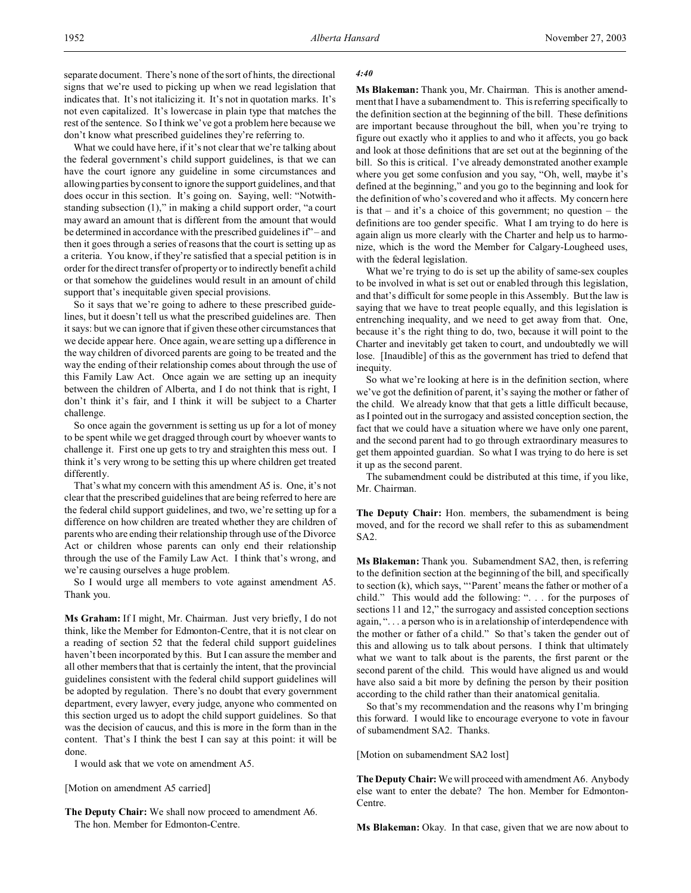separate document. There's none of the sort of hints, the directional signs that we're used to picking up when we read legislation that indicates that. It's not italicizing it. It's not in quotation marks. It's not even capitalized. It's lowercase in plain type that matches the rest of the sentence. So I think we've got a problem here because we don't know what prescribed guidelines they're referring to.

What we could have here, if it's not clear that we're talking about the federal government's child support guidelines, is that we can have the court ignore any guideline in some circumstances and allowing parties by consent to ignore the support guidelines, and that does occur in this section. It's going on. Saying, well: "Notwithstanding subsection (1)," in making a child support order, "a court may award an amount that is different from the amount that would be determined in accordance with the prescribed guidelines if" – and then it goes through a series of reasons that the court is setting up as a criteria. You know, if they're satisfied that a special petition is in order for the direct transfer of property or to indirectly benefit a child or that somehow the guidelines would result in an amount of child support that's inequitable given special provisions.

So it says that we're going to adhere to these prescribed guidelines, but it doesn't tell us what the prescribed guidelines are. Then it says: but we can ignore that if given these other circumstances that we decide appear here. Once again, we are setting up a difference in the way children of divorced parents are going to be treated and the way the ending of their relationship comes about through the use of this Family Law Act. Once again we are setting up an inequity between the children of Alberta, and I do not think that is right, I don't think it's fair, and I think it will be subject to a Charter challenge.

So once again the government is setting us up for a lot of money to be spent while we get dragged through court by whoever wants to challenge it. First one up gets to try and straighten this mess out. I think it's very wrong to be setting this up where children get treated differently.

That's what my concern with this amendment A5 is. One, it's not clear that the prescribed guidelines that are being referred to here are the federal child support guidelines, and two, we're setting up for a difference on how children are treated whether they are children of parents who are ending their relationship through use of the Divorce Act or children whose parents can only end their relationship through the use of the Family Law Act. I think that's wrong, and we're causing ourselves a huge problem.

So I would urge all members to vote against amendment A5. Thank you.

**Ms Graham:** If I might, Mr. Chairman. Just very briefly, I do not think, like the Member for Edmonton-Centre, that it is not clear on a reading of section 52 that the federal child support guidelines haven't been incorporated by this. But I can assure the member and all other members that that is certainly the intent, that the provincial guidelines consistent with the federal child support guidelines will be adopted by regulation. There's no doubt that every government department, every lawyer, every judge, anyone who commented on this section urged us to adopt the child support guidelines. So that was the decision of caucus, and this is more in the form than in the content. That's I think the best I can say at this point: it will be done.

I would ask that we vote on amendment A5.

[Motion on amendment A5 carried]

**The Deputy Chair:** We shall now proceed to amendment A6. The hon. Member for Edmonton-Centre.

*4:40*

**Ms Blakeman:** Thank you, Mr. Chairman. This is another amendment that I have a subamendment to. This is referring specifically to the definition section at the beginning of the bill. These definitions are important because throughout the bill, when you're trying to figure out exactly who it applies to and who it affects, you go back and look at those definitions that are set out at the beginning of the bill. So this is critical. I've already demonstrated another example where you get some confusion and you say, "Oh, well, maybe it's defined at the beginning," and you go to the beginning and look for the definition of who's covered and who it affects. My concern here is that – and it's a choice of this government; no question – the definitions are too gender specific. What I am trying to do here is again align us more clearly with the Charter and help us to harmonize, which is the word the Member for Calgary-Lougheed uses, with the federal legislation.

What we're trying to do is set up the ability of same-sex couples to be involved in what is set out or enabled through this legislation, and that's difficult for some people in this Assembly. But the law is saying that we have to treat people equally, and this legislation is entrenching inequality, and we need to get away from that. One, because it's the right thing to do, two, because it will point to the Charter and inevitably get taken to court, and undoubtedly we will lose. [Inaudible] of this as the government has tried to defend that inequity.

So what we're looking at here is in the definition section, where we've got the definition of parent, it's saying the mother or father of the child. We already know that that gets a little difficult because, as I pointed out in the surrogacy and assisted conception section, the fact that we could have a situation where we have only one parent, and the second parent had to go through extraordinary measures to get them appointed guardian. So what I was trying to do here is set it up as the second parent.

The subamendment could be distributed at this time, if you like, Mr. Chairman.

**The Deputy Chair:** Hon. members, the subamendment is being moved, and for the record we shall refer to this as subamendment SA2.

**Ms Blakeman:** Thank you. Subamendment SA2, then, is referring to the definition section at the beginning of the bill, and specifically to section (k), which says, "'Parent' means the father or mother of a child." This would add the following: ". . . for the purposes of sections 11 and 12," the surrogacy and assisted conception sections again, ". . . a person who is in a relationship of interdependence with the mother or father of a child." So that's taken the gender out of this and allowing us to talk about persons. I think that ultimately what we want to talk about is the parents, the first parent or the second parent of the child. This would have aligned us and would have also said a bit more by defining the person by their position according to the child rather than their anatomical genitalia.

So that's my recommendation and the reasons why I'm bringing this forward. I would like to encourage everyone to vote in favour of subamendment SA2. Thanks.

[Motion on subamendment SA2 lost]

**The Deputy Chair:** We will proceed with amendment A6. Anybody else want to enter the debate? The hon. Member for Edmonton-Centre.

**Ms Blakeman:** Okay. In that case, given that we are now about to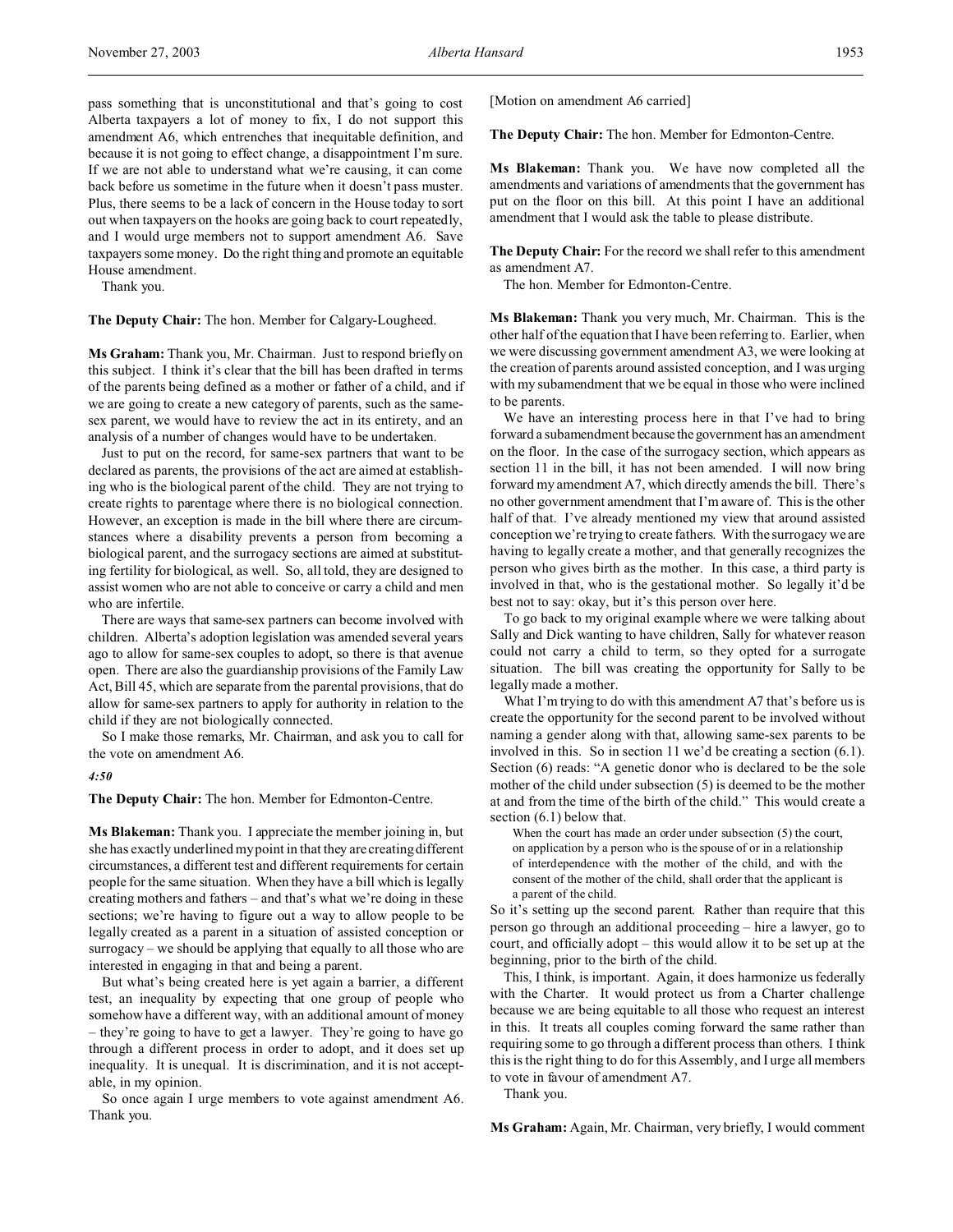pass something that is unconstitutional and that's going to cost Alberta taxpayers a lot of money to fix, I do not support this amendment A6, which entrenches that inequitable definition, and because it is not going to effect change, a disappointment I'm sure. If we are not able to understand what we're causing, it can come back before us sometime in the future when it doesn't pass muster. Plus, there seems to be a lack of concern in the House today to sort out when taxpayers on the hooks are going back to court repeatedly, and I would urge members not to support amendment A6. Save taxpayers some money. Do the right thing and promote an equitable House amendment.

Thank you.

**The Deputy Chair:** The hon. Member for Calgary-Lougheed.

**Ms Graham:** Thank you, Mr. Chairman. Just to respond briefly on this subject. I think it's clear that the bill has been drafted in terms of the parents being defined as a mother or father of a child, and if we are going to create a new category of parents, such as the same-sex parent, we would have to review the act in its entirety, and an analysis of a number of changes would have to be undertaken.

Just to put on the record, for same-sex partners that want to be declared as parents, the provisions of the act are aimed at establishing who is the biological parent of the child. They are not trying to create rights to parentage where there is no biological connection. However, an exception is made in the bill where there are circumstances where a disability prevents a person from becoming a biological parent, and the surrogacy sections are aimed at substituting fertility for biological, as well. So, all told, they are designed to assist women who are not able to conceive or carry a child and men who are infertile.

There are ways that same-sex partners can become involved with children. Alberta's adoption legislation was amended several years ago to allow for same-sex couples to adopt, so there is that avenue open. There are also the guardianship provisions of the Family Law Act, Bill 45, which are separate from the parental provisions, that do allow for same-sex partners to apply for authority in relation to the child if they are not biologically connected.

So I make those remarks, Mr. Chairman, and ask you to call for the vote on amendment A6.

*4:50*

**The Deputy Chair:** The hon. Member for Edmonton-Centre.

**Ms Blakeman:** Thank you. I appreciate the member joining in, but she has exactly underlined my point in that they are creating different circumstances, a different test and different requirements for certain people for the same situation. When they have a bill which is legally creating mothers and fathers – and that's what we're doing in these sections; we're having to figure out a way to allow people to be legally created as a parent in a situation of assisted conception or surrogacy – we should be applying that equally to all those who are interested in engaging in that and being a parent.

But what's being created here is yet again a barrier, a different test, an inequality by expecting that one group of people who somehow have a different way, with an additional amount of money – they're going to have to get a lawyer. They're going to have go through a different process in order to adopt, and it does set up inequality. It is unequal. It is discrimination, and it is not acceptable, in my opinion.

So once again I urge members to vote against amendment A6. Thank you.

[Motion on amendment A6 carried]

**The Deputy Chair:** The hon. Member for Edmonton-Centre.

**Ms Blakeman:** Thank you. We have now completed all the amendments and variations of amendments that the government has put on the floor on this bill. At this point I have an additional amendment that I would ask the table to please distribute.

**The Deputy Chair:** For the record we shall refer to this amendment as amendment A7.

The hon. Member for Edmonton-Centre.

**Ms Blakeman:** Thank you very much, Mr. Chairman. This is the other half of the equation that I have been referring to. Earlier, when we were discussing government amendment A3, we were looking at the creation of parents around assisted conception, and I was urging with my subamendment that we be equal in those who were inclined to be parents.

We have an interesting process here in that I've had to bring forward a subamendment because the government has an amendment on the floor. In the case of the surrogacy section, which appears as section 11 in the bill, it has not been amended. I will now bring forward my amendment A7, which directly amends the bill. There's no other government amendment that I'm aware of. This is the other half of that. I've already mentioned my view that around assisted conception we're trying to create fathers. With the surrogacy we are having to legally create a mother, and that generally recognizes the person who gives birth as the mother. In this case, a third party is involved in that, who is the gestational mother. So legally it'd be best not to say: okay, but it's this person over here.

To go back to my original example where we were talking about Sally and Dick wanting to have children, Sally for whatever reason could not carry a child to term, so they opted for a surrogate situation. The bill was creating the opportunity for Sally to be legally made a mother.

What I'm trying to do with this amendment A7 that's before us is create the opportunity for the second parent to be involved without naming a gender along with that, allowing same-sex parents to be involved in this. So in section 11 we'd be creating a section (6.1). Section (6) reads: "A genetic donor who is declared to be the sole mother of the child under subsection (5) is deemed to be the mother at and from the time of the birth of the child." This would create a section (6.1) below that.

> When the court has made an order under subsection (5) the court, on application by a person who is the spouse of or in a relationship of interdependence with the mother of the child, and with the consent of the mother of the child, shall order that the applicant is a parent of the child.

So it's setting up the second parent. Rather than require that this person go through an additional proceeding – hire a lawyer, go to court, and officially adopt – this would allow it to be set up at the beginning, prior to the birth of the child.

This, I think, is important. Again, it does harmonize us federally with the Charter. It would protect us from a Charter challenge because we are being equitable to all those who request an interest in this. It treats all couples coming forward the same rather than requiring some to go through a different process than others. I think this is the right thing to do for this Assembly, and I urge all members to vote in favour of amendment A7.

Thank you.

**Ms Graham:** Again, Mr. Chairman, very briefly, I would comment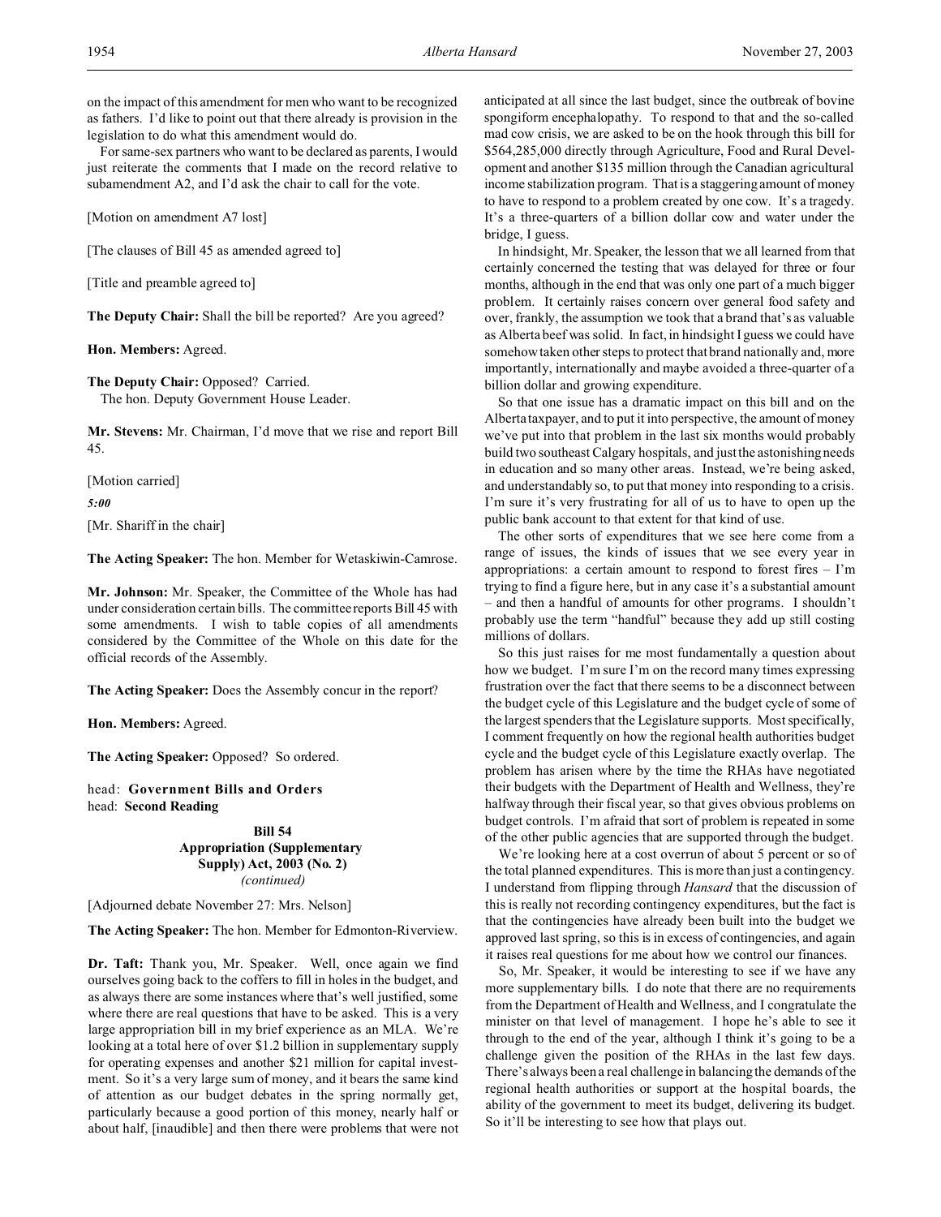on the impact of this amendment for men who want to be recognized as fathers. I'd like to point out that there already is provision in the legislation to do what this amendment would do.

For same-sex partners who want to be declared as parents, I would just reiterate the comments that I made on the record relative to subamendment A2, and I'd ask the chair to call for the vote.

[Motion on amendment A7 lost]

[The clauses of Bill 45 as amended agreed to]

[Title and preamble agreed to]

**The Deputy Chair:** Shall the bill be reported? Are you agreed?

**Hon. Members:** Agreed.

**The Deputy Chair:** Opposed? Carried.
The hon. Deputy Government House Leader.

**Mr. Stevens:** Mr. Chairman, I'd move that we rise and report Bill 45.

[Motion carried]

*5:00*

[Mr. Shariff in the chair]

**The Acting Speaker:** The hon. Member for Wetaskiwin-Camrose.

**Mr. Johnson:** Mr. Speaker, the Committee of the Whole has had under consideration certain bills. The committee reports Bill 45 with some amendments. I wish to table copies of all amendments considered by the Committee of the Whole on this date for the official records of the Assembly.

**The Acting Speaker:** Does the Assembly concur in the report?

**Hon. Members:** Agreed.

**The Acting Speaker:** Opposed? So ordered.

head: **Government Bills and Orders**
head: **Second Reading**

## Bill 54
## Appropriation (Supplementary Supply) Act, 2003 (No. 2)
*(continued)*

[Adjourned debate November 27: Mrs. Nelson]

**The Acting Speaker:** The hon. Member for Edmonton-Riverview.

**Dr. Taft:** Thank you, Mr. Speaker. Well, once again we find ourselves going back to the coffers to fill in holes in the budget, and as always there are some instances where that's well justified, some where there are real questions that have to be asked. This is a very large appropriation bill in my brief experience as an MLA. We're looking at a total here of over $1.2 billion in supplementary supply for operating expenses and another $21 million for capital investment. So it's a very large sum of money, and it bears the same kind of attention as our budget debates in the spring normally get, particularly because a good portion of this money, nearly half or about half, [inaudible] and then there were problems that were not anticipated at all since the last budget, since the outbreak of bovine spongiform encephalopathy. To respond to that and the so-called mad cow crisis, we are asked to be on the hook through this bill for $564,285,000 directly through Agriculture, Food and Rural Development and another $135 million through the Canadian agricultural income stabilization program. That is a staggering amount of money to have to respond to a problem created by one cow. It's a tragedy. It's a three-quarters of a billion dollar cow and water under the bridge, I guess.

In hindsight, Mr. Speaker, the lesson that we all learned from that certainly concerned the testing that was delayed for three or four months, although in the end that was only one part of a much bigger problem. It certainly raises concern over general food safety and over, frankly, the assumption we took that a brand that's as valuable as Alberta beef was solid. In fact, in hindsight I guess we could have somehow taken other steps to protect that brand nationally and, more importantly, internationally and maybe avoided a three-quarter of a billion dollar and growing expenditure.

So that one issue has a dramatic impact on this bill and on the Alberta taxpayer, and to put it into perspective, the amount of money we've put into that problem in the last six months would probably build two southeast Calgary hospitals, and just the astonishing needs in education and so many other areas. Instead, we're being asked, and understandably so, to put that money into responding to a crisis. I'm sure it's very frustrating for all of us to have to open up the public bank account to that extent for that kind of use.

The other sorts of expenditures that we see here come from a range of issues, the kinds of issues that we see every year in appropriations: a certain amount to respond to forest fires – I'm trying to find a figure here, but in any case it's a substantial amount – and then a handful of amounts for other programs. I shouldn't probably use the term "handful" because they add up still costing millions of dollars.

So this just raises for me most fundamentally a question about how we budget. I'm sure I'm on the record many times expressing frustration over the fact that there seems to be a disconnect between the budget cycle of this Legislature and the budget cycle of some of the largest spenders that the Legislature supports. Most specifically, I comment frequently on how the regional health authorities budget cycle and the budget cycle of this Legislature exactly overlap. The problem has arisen where by the time the RHAs have negotiated their budgets with the Department of Health and Wellness, they're halfway through their fiscal year, so that gives obvious problems on budget controls. I'm afraid that sort of problem is repeated in some of the other public agencies that are supported through the budget.

We're looking here at a cost overrun of about 5 percent or so of the total planned expenditures. This is more than just a contingency. I understand from flipping through *Hansard* that the discussion of this is really not recording contingency expenditures, but the fact is that the contingencies have already been built into the budget we approved last spring, so this is in excess of contingencies, and again it raises real questions for me about how we control our finances.

So, Mr. Speaker, it would be interesting to see if we have any more supplementary bills. I do note that there are no requirements from the Department of Health and Wellness, and I congratulate the minister on that level of management. I hope he's able to see it through to the end of the year, although I think it's going to be a challenge given the position of the RHAs in the last few days. There's always been a real challenge in balancing the demands of the regional health authorities or support at the hospital boards, the ability of the government to meet its budget, delivering its budget. So it'll be interesting to see how that plays out.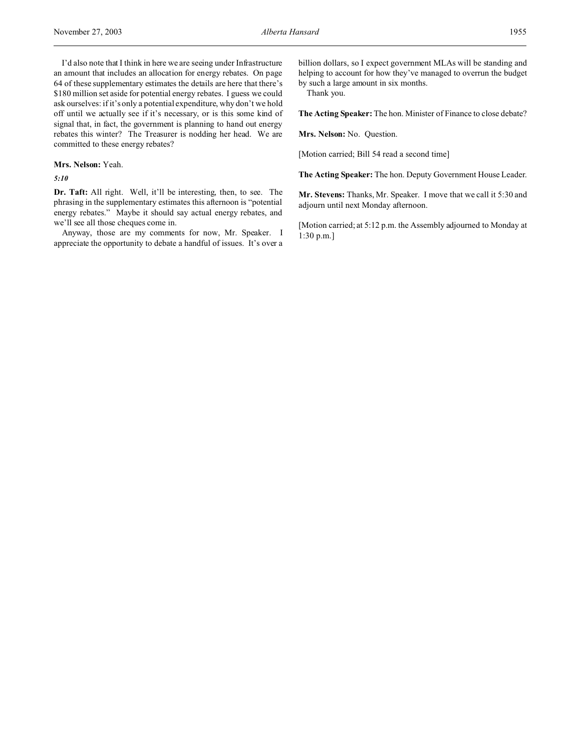I'd also note that I think in here we are seeing under Infrastructure an amount that includes an allocation for energy rebates. On page 64 of these supplementary estimates the details are here that there's $180 million set aside for potential energy rebates. I guess we could ask ourselves: if it's only a potential expenditure, why don't we hold off until we actually see if it's necessary, or is this some kind of signal that, in fact, the government is planning to hand out energy rebates this winter? The Treasurer is nodding her head. We are committed to these energy rebates?

**Mrs. Nelson:** Yeah.

***5:10***

**Dr. Taft:** All right. Well, it'll be interesting, then, to see. The phrasing in the supplementary estimates this afternoon is "potential energy rebates." Maybe it should say actual energy rebates, and we'll see all those cheques come in.

Anyway, those are my comments for now, Mr. Speaker. I appreciate the opportunity to debate a handful of issues. It's over a billion dollars, so I expect government MLAs will be standing and helping to account for how they've managed to overrun the budget by such a large amount in six months.

Thank you.

**The Acting Speaker:** The hon. Minister of Finance to close debate?

**Mrs. Nelson:** No. Question.

[Motion carried; Bill 54 read a second time]

**The Acting Speaker:** The hon. Deputy Government House Leader.

**Mr. Stevens:** Thanks, Mr. Speaker. I move that we call it 5:30 and adjourn until next Monday afternoon.

[Motion carried; at 5:12 p.m. the Assembly adjourned to Monday at 1:30 p.m.]